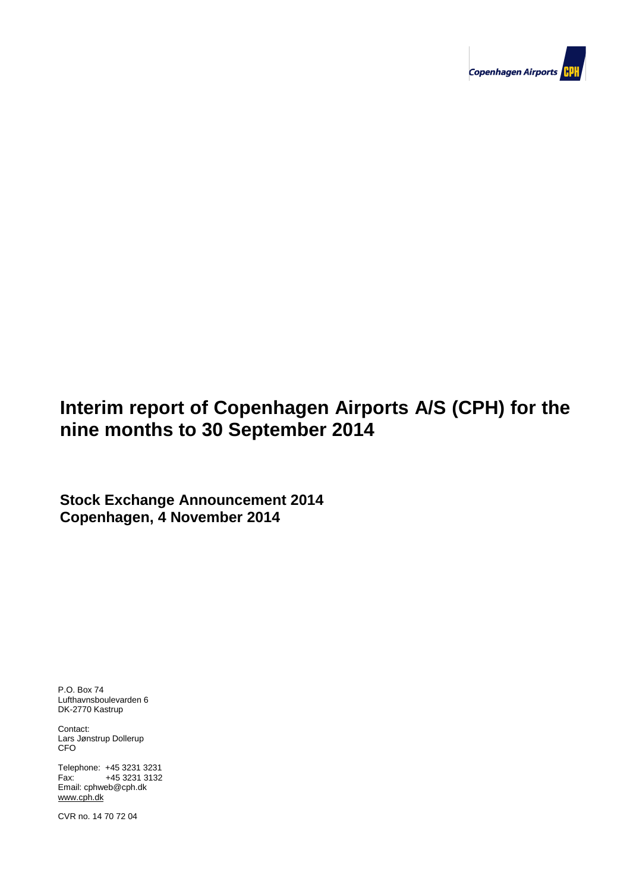Copenhagen Airports CPH

# Interim report of Copenhagen Airports A/S (CPH) for the nine months to 30 September 2014

## Stock Exchange Announcement 2014
## Copenhagen, 4 November 2014

P.O. Box 74
Lufthavnsboulevarden 6
DK-2770 Kastrup

Contact:
Lars Jønstrup Dollerup
CFO

Telephone: +45 3231 3231
Fax: +45 3231 3132
Email: cphweb@cph.dk
www.cph.dk

CVR no. 14 70 72 04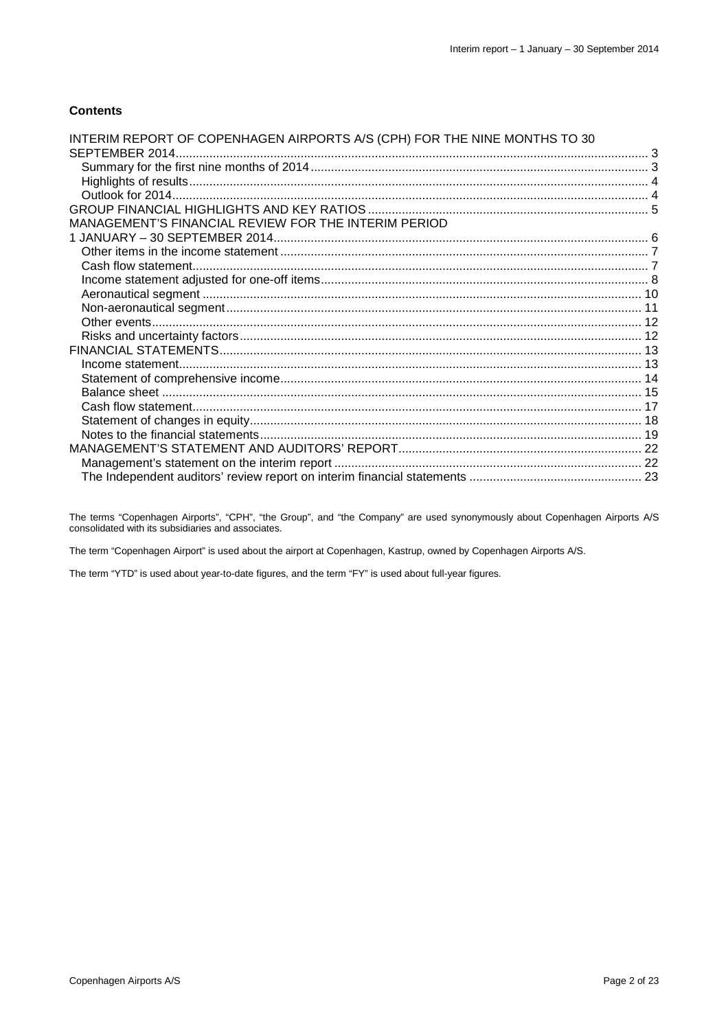**Contents**

INTERIM REPORT OF COPENHAGEN AIRPORTS A/S (CPH) FOR THE NINE MONTHS TO 30 SEPTEMBER 2014 ... 3
- Summary for the first nine months of 2014 ... 3
- Highlights of results ... 4
- Outlook for 2014 ... 4

GROUP FINANCIAL HIGHLIGHTS AND KEY RATIOS ... 5

MANAGEMENT'S FINANCIAL REVIEW FOR THE INTERIM PERIOD 1 JANUARY – 30 SEPTEMBER 2014 ... 6
- Other items in the income statement ... 7
- Cash flow statement ... 7
- Income statement adjusted for one-off items ... 8
- Aeronautical segment ... 10
- Non-aeronautical segment ... 11
- Other events ... 12
- Risks and uncertainty factors ... 12

FINANCIAL STATEMENTS ... 13
- Income statement ... 13
- Statement of comprehensive income ... 14
- Balance sheet ... 15
- Cash flow statement ... 17
- Statement of changes in equity ... 18
- Notes to the financial statements ... 19

MANAGEMENT'S STATEMENT AND AUDITORS' REPORT ... 22
- Management's statement on the interim report ... 22
- The Independent auditors' review report on interim financial statements ... 23

The terms "Copenhagen Airports", "CPH", "the Group", and "the Company" are used synonymously about Copenhagen Airports A/S consolidated with its subsidiaries and associates.

The term "Copenhagen Airport" is used about the airport at Copenhagen, Kastrup, owned by Copenhagen Airports A/S.

The term "YTD" is used about year-to-date figures, and the term "FY" is used about full-year figures.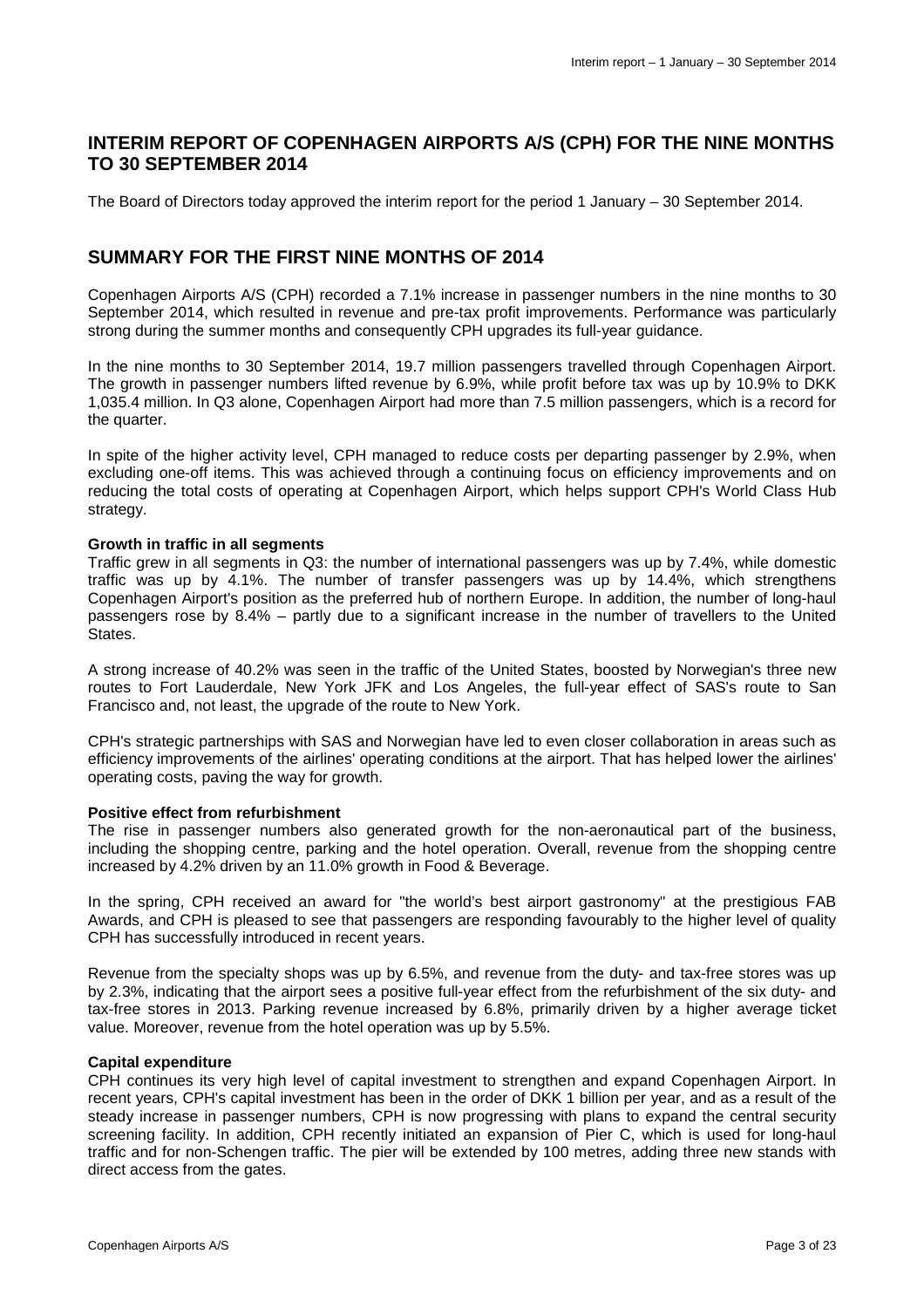## INTERIM REPORT OF COPENHAGEN AIRPORTS A/S (CPH) FOR THE NINE MONTHS TO 30 SEPTEMBER 2014

The Board of Directors today approved the interim report for the period 1 January – 30 September 2014.

## SUMMARY FOR THE FIRST NINE MONTHS OF 2014

Copenhagen Airports A/S (CPH) recorded a 7.1% increase in passenger numbers in the nine months to 30 September 2014, which resulted in revenue and pre-tax profit improvements. Performance was particularly strong during the summer months and consequently CPH upgrades its full-year guidance.

In the nine months to 30 September 2014, 19.7 million passengers travelled through Copenhagen Airport. The growth in passenger numbers lifted revenue by 6.9%, while profit before tax was up by 10.9% to DKK 1,035.4 million. In Q3 alone, Copenhagen Airport had more than 7.5 million passengers, which is a record for the quarter.

In spite of the higher activity level, CPH managed to reduce costs per departing passenger by 2.9%, when excluding one-off items. This was achieved through a continuing focus on efficiency improvements and on reducing the total costs of operating at Copenhagen Airport, which helps support CPH's World Class Hub strategy.

**Growth in traffic in all segments**

Traffic grew in all segments in Q3: the number of international passengers was up by 7.4%, while domestic traffic was up by 4.1%. The number of transfer passengers was up by 14.4%, which strengthens Copenhagen Airport's position as the preferred hub of northern Europe. In addition, the number of long-haul passengers rose by 8.4% – partly due to a significant increase in the number of travellers to the United States.

A strong increase of 40.2% was seen in the traffic of the United States, boosted by Norwegian's three new routes to Fort Lauderdale, New York JFK and Los Angeles, the full-year effect of SAS's route to San Francisco and, not least, the upgrade of the route to New York.

CPH's strategic partnerships with SAS and Norwegian have led to even closer collaboration in areas such as efficiency improvements of the airlines' operating conditions at the airport. That has helped lower the airlines' operating costs, paving the way for growth.

**Positive effect from refurbishment**

The rise in passenger numbers also generated growth for the non-aeronautical part of the business, including the shopping centre, parking and the hotel operation. Overall, revenue from the shopping centre increased by 4.2% driven by an 11.0% growth in Food & Beverage.

In the spring, CPH received an award for "the world's best airport gastronomy" at the prestigious FAB Awards, and CPH is pleased to see that passengers are responding favourably to the higher level of quality CPH has successfully introduced in recent years.

Revenue from the specialty shops was up by 6.5%, and revenue from the duty- and tax-free stores was up by 2.3%, indicating that the airport sees a positive full-year effect from the refurbishment of the six duty- and tax-free stores in 2013. Parking revenue increased by 6.8%, primarily driven by a higher average ticket value. Moreover, revenue from the hotel operation was up by 5.5%.

**Capital expenditure**

CPH continues its very high level of capital investment to strengthen and expand Copenhagen Airport. In recent years, CPH's capital investment has been in the order of DKK 1 billion per year, and as a result of the steady increase in passenger numbers, CPH is now progressing with plans to expand the central security screening facility. In addition, CPH recently initiated an expansion of Pier C, which is used for long-haul traffic and for non-Schengen traffic. The pier will be extended by 100 metres, adding three new stands with direct access from the gates.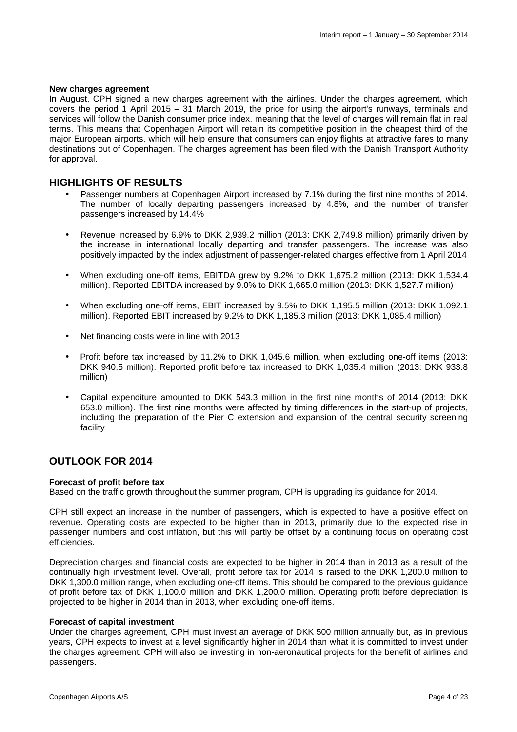**New charges agreement**

In August, CPH signed a new charges agreement with the airlines. Under the charges agreement, which covers the period 1 April 2015 – 31 March 2019, the price for using the airport's runways, terminals and services will follow the Danish consumer price index, meaning that the level of charges will remain flat in real terms. This means that Copenhagen Airport will retain its competitive position in the cheapest third of the major European airports, which will help ensure that consumers can enjoy flights at attractive fares to many destinations out of Copenhagen. The charges agreement has been filed with the Danish Transport Authority for approval.

## HIGHLIGHTS OF RESULTS

- Passenger numbers at Copenhagen Airport increased by 7.1% during the first nine months of 2014. The number of locally departing passengers increased by 4.8%, and the number of transfer passengers increased by 14.4%
- Revenue increased by 6.9% to DKK 2,939.2 million (2013: DKK 2,749.8 million) primarily driven by the increase in international locally departing and transfer passengers. The increase was also positively impacted by the index adjustment of passenger-related charges effective from 1 April 2014
- When excluding one-off items, EBITDA grew by 9.2% to DKK 1,675.2 million (2013: DKK 1,534.4 million). Reported EBITDA increased by 9.0% to DKK 1,665.0 million (2013: DKK 1,527.7 million)
- When excluding one-off items, EBIT increased by 9.5% to DKK 1,195.5 million (2013: DKK 1,092.1 million). Reported EBIT increased by 9.2% to DKK 1,185.3 million (2013: DKK 1,085.4 million)
- Net financing costs were in line with 2013
- Profit before tax increased by 11.2% to DKK 1,045.6 million, when excluding one-off items (2013: DKK 940.5 million). Reported profit before tax increased to DKK 1,035.4 million (2013: DKK 933.8 million)
- Capital expenditure amounted to DKK 543.3 million in the first nine months of 2014 (2013: DKK 653.0 million). The first nine months were affected by timing differences in the start-up of projects, including the preparation of the Pier C extension and expansion of the central security screening facility

## OUTLOOK FOR 2014

**Forecast of profit before tax**

Based on the traffic growth throughout the summer program, CPH is upgrading its guidance for 2014.

CPH still expect an increase in the number of passengers, which is expected to have a positive effect on revenue. Operating costs are expected to be higher than in 2013, primarily due to the expected rise in passenger numbers and cost inflation, but this will partly be offset by a continuing focus on operating cost efficiencies.

Depreciation charges and financial costs are expected to be higher in 2014 than in 2013 as a result of the continually high investment level. Overall, profit before tax for 2014 is raised to the DKK 1,200.0 million to DKK 1,300.0 million range, when excluding one-off items. This should be compared to the previous guidance of profit before tax of DKK 1,100.0 million and DKK 1,200.0 million. Operating profit before depreciation is projected to be higher in 2014 than in 2013, when excluding one-off items.

**Forecast of capital investment**

Under the charges agreement, CPH must invest an average of DKK 500 million annually but, as in previous years, CPH expects to invest at a level significantly higher in 2014 than what it is committed to invest under the charges agreement. CPH will also be investing in non-aeronautical projects for the benefit of airlines and passengers.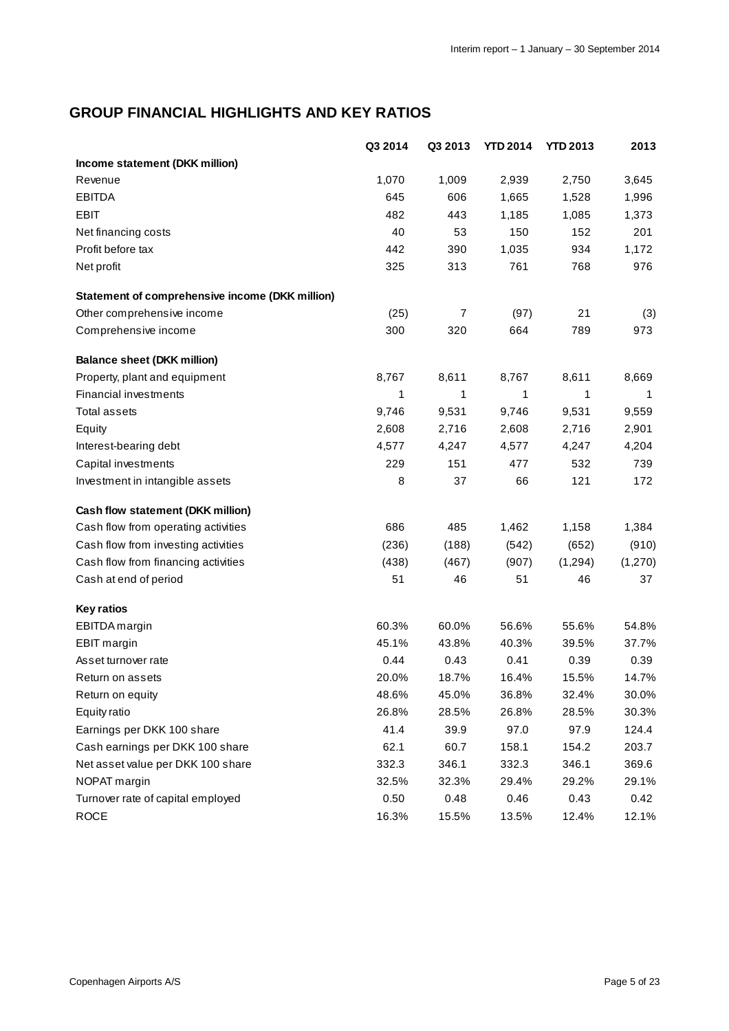## GROUP FINANCIAL HIGHLIGHTS AND KEY RATIOS

| | Q3 2014 | Q3 2013 | YTD 2014 | YTD 2013 | 2013 |
|---|---|---|---|---|---|
| **Income statement (DKK million)** | | | | | |
| Revenue | 1,070 | 1,009 | 2,939 | 2,750 | 3,645 |
| EBITDA | 645 | 606 | 1,665 | 1,528 | 1,996 |
| EBIT | 482 | 443 | 1,185 | 1,085 | 1,373 |
| Net financing costs | 40 | 53 | 150 | 152 | 201 |
| Profit before tax | 442 | 390 | 1,035 | 934 | 1,172 |
| Net profit | 325 | 313 | 761 | 768 | 976 |
| **Statement of comprehensive income (DKK million)** | | | | | |
| Other comprehensive income | (25) | 7 | (97) | 21 | (3) |
| Comprehensive income | 300 | 320 | 664 | 789 | 973 |
| **Balance sheet (DKK million)** | | | | | |
| Property, plant and equipment | 8,767 | 8,611 | 8,767 | 8,611 | 8,669 |
| Financial investments | 1 | 1 | 1 | 1 | 1 |
| Total assets | 9,746 | 9,531 | 9,746 | 9,531 | 9,559 |
| Equity | 2,608 | 2,716 | 2,608 | 2,716 | 2,901 |
| Interest-bearing debt | 4,577 | 4,247 | 4,577 | 4,247 | 4,204 |
| Capital investments | 229 | 151 | 477 | 532 | 739 |
| Investment in intangible assets | 8 | 37 | 66 | 121 | 172 |
| **Cash flow statement (DKK million)** | | | | | |
| Cash flow from operating activities | 686 | 485 | 1,462 | 1,158 | 1,384 |
| Cash flow from investing activities | (236) | (188) | (542) | (652) | (910) |
| Cash flow from financing activities | (438) | (467) | (907) | (1,294) | (1,270) |
| Cash at end of period | 51 | 46 | 51 | 46 | 37 |
| **Key ratios** | | | | | |
| EBITDA margin | 60.3% | 60.0% | 56.6% | 55.6% | 54.8% |
| EBIT margin | 45.1% | 43.8% | 40.3% | 39.5% | 37.7% |
| Asset turnover rate | 0.44 | 0.43 | 0.41 | 0.39 | 0.39 |
| Return on assets | 20.0% | 18.7% | 16.4% | 15.5% | 14.7% |
| Return on equity | 48.6% | 45.0% | 36.8% | 32.4% | 30.0% |
| Equity ratio | 26.8% | 28.5% | 26.8% | 28.5% | 30.3% |
| Earnings per DKK 100 share | 41.4 | 39.9 | 97.0 | 97.9 | 124.4 |
| Cash earnings per DKK 100 share | 62.1 | 60.7 | 158.1 | 154.2 | 203.7 |
| Net asset value per DKK 100 share | 332.3 | 346.1 | 332.3 | 346.1 | 369.6 |
| NOPAT margin | 32.5% | 32.3% | 29.4% | 29.2% | 29.1% |
| Turnover rate of capital employed | 0.50 | 0.48 | 0.46 | 0.43 | 0.42 |
| ROCE | 16.3% | 15.5% | 13.5% | 12.4% | 12.1% |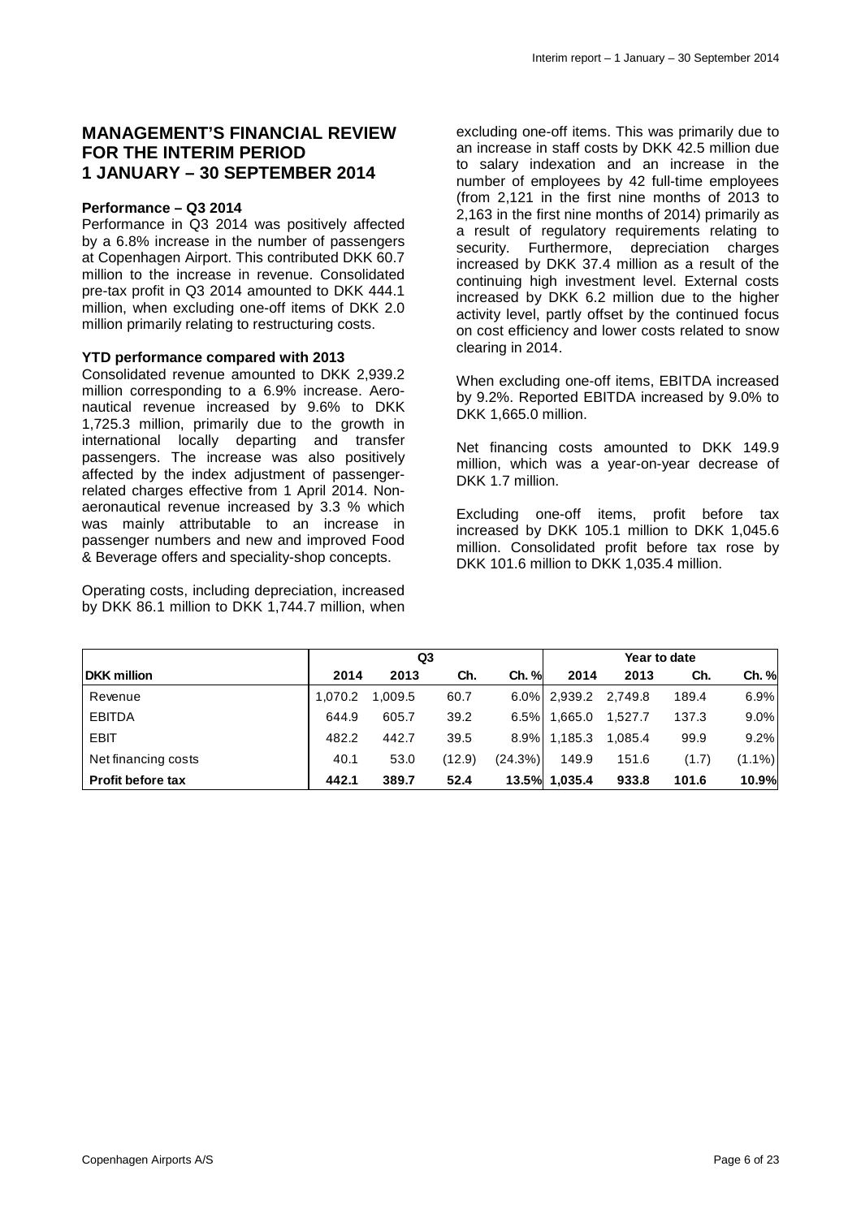# MANAGEMENT'S FINANCIAL REVIEW FOR THE INTERIM PERIOD 1 JANUARY – 30 SEPTEMBER 2014

**Performance – Q3 2014**

Performance in Q3 2014 was positively affected by a 6.8% increase in the number of passengers at Copenhagen Airport. This contributed DKK 60.7 million to the increase in revenue. Consolidated pre-tax profit in Q3 2014 amounted to DKK 444.1 million, when excluding one-off items of DKK 2.0 million primarily relating to restructuring costs.

**YTD performance compared with 2013**

Consolidated revenue amounted to DKK 2,939.2 million corresponding to a 6.9% increase. Aeronautical revenue increased by 9.6% to DKK 1,725.3 million, primarily due to the growth in international locally departing and transfer passengers. The increase was also positively affected by the index adjustment of passenger-related charges effective from 1 April 2014. Non-aeronautical revenue increased by 3.3 % which was mainly attributable to an increase in passenger numbers and new and improved Food & Beverage offers and speciality-shop concepts.

Operating costs, including depreciation, increased by DKK 86.1 million to DKK 1,744.7 million, when excluding one-off items. This was primarily due to an increase in staff costs by DKK 42.5 million due to salary indexation and an increase in the number of employees by 42 full-time employees (from 2,121 in the first nine months of 2013 to 2,163 in the first nine months of 2014) primarily as a result of regulatory requirements relating to security. Furthermore, depreciation charges increased by DKK 37.4 million as a result of the continuing high investment level. External costs increased by DKK 6.2 million due to the higher activity level, partly offset by the continued focus on cost efficiency and lower costs related to snow clearing in 2014.

When excluding one-off items, EBITDA increased by 9.2%. Reported EBITDA increased by 9.0% to DKK 1,665.0 million.

Net financing costs amounted to DKK 149.9 million, which was a year-on-year decrease of DKK 1.7 million.

Excluding one-off items, profit before tax increased by DKK 105.1 million to DKK 1,045.6 million. Consolidated profit before tax rose by DKK 101.6 million to DKK 1,035.4 million.

| | Q3 | | | | Year to date | | | |
|---|---|---|---|---|---|---|---|---|
| **DKK million** | **2014** | **2013** | **Ch.** | **Ch. %** | **2014** | **2013** | **Ch.** | **Ch. %** |
| Revenue | 1,070.2 | 1,009.5 | 60.7 | 6.0% | 2,939.2 | 2,749.8 | 189.4 | 6.9% |
| EBITDA | 644.9 | 605.7 | 39.2 | 6.5% | 1,665.0 | 1,527.7 | 137.3 | 9.0% |
| EBIT | 482.2 | 442.7 | 39.5 | 8.9% | 1,185.3 | 1,085.4 | 99.9 | 9.2% |
| Net financing costs | 40.1 | 53.0 | (12.9) | (24.3%) | 149.9 | 151.6 | (1.7) | (1.1%) |
| **Profit before tax** | **442.1** | **389.7** | **52.4** | **13.5%** | **1,035.4** | **933.8** | **101.6** | **10.9%** |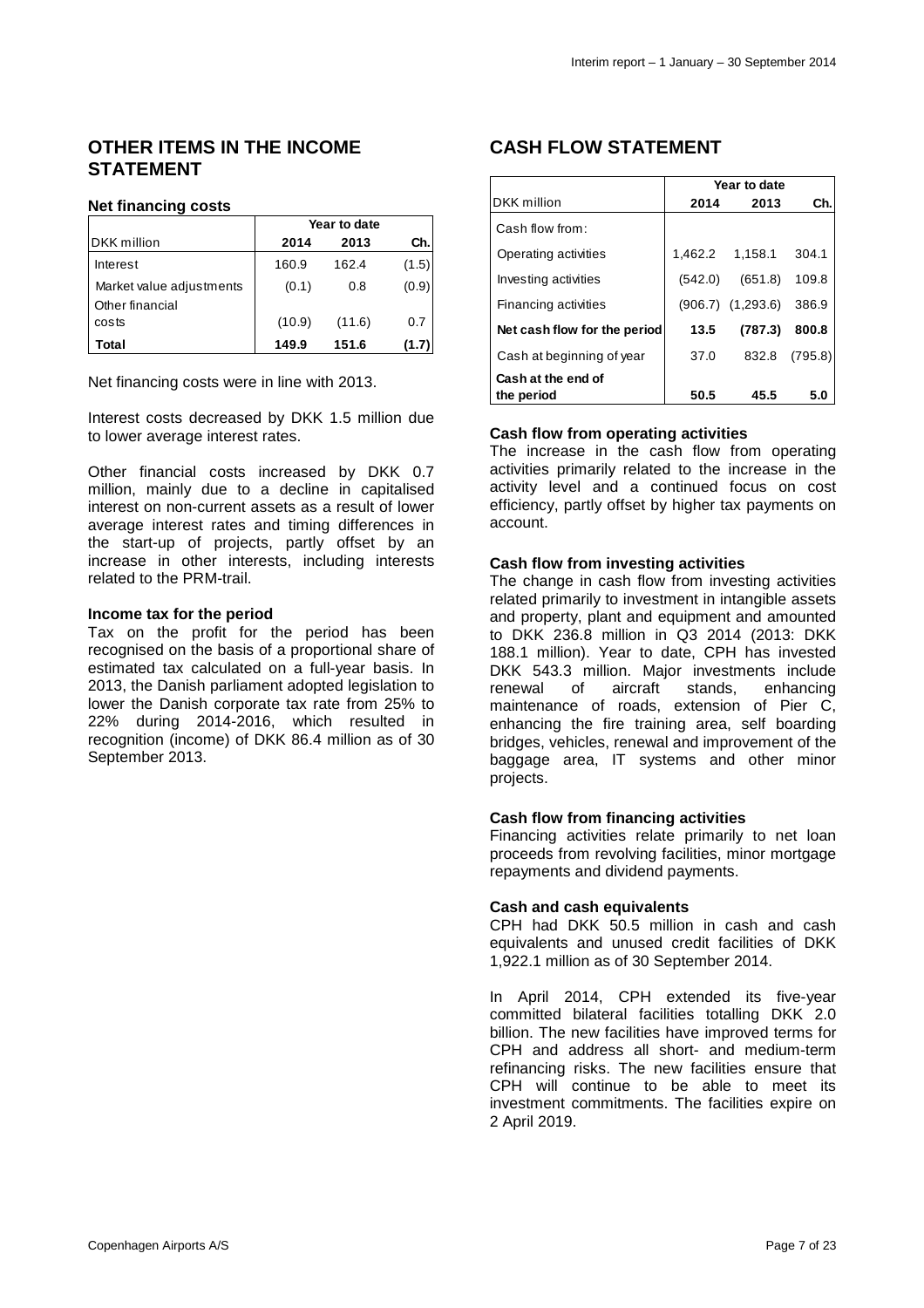## OTHER ITEMS IN THE INCOME STATEMENT

### Net financing costs

| DKK million | Year to date 2014 | 2013 | Ch. |
|---|---|---|---|
| Interest | 160.9 | 162.4 | (1.5) |
| Market value adjustments | (0.1) | 0.8 | (0.9) |
| Other financial costs | (10.9) | (11.6) | 0.7 |
| **Total** | **149.9** | **151.6** | **(1.7)** |

Net financing costs were in line with 2013.

Interest costs decreased by DKK 1.5 million due to lower average interest rates.

Other financial costs increased by DKK 0.7 million, mainly due to a decline in capitalised interest on non-current assets as a result of lower average interest rates and timing differences in the start-up of projects, partly offset by an increase in other interests, including interests related to the PRM-trail.

### Income tax for the period

Tax on the profit for the period has been recognised on the basis of a proportional share of estimated tax calculated on a full-year basis. In 2013, the Danish parliament adopted legislation to lower the Danish corporate tax rate from 25% to 22% during 2014-2016, which resulted in recognition (income) of DKK 86.4 million as of 30 September 2013.

## CASH FLOW STATEMENT

| DKK million | Year to date 2014 | 2013 | Ch. |
|---|---|---|---|
| Cash flow from: | | | |
| Operating activities | 1,462.2 | 1,158.1 | 304.1 |
| Investing activities | (542.0) | (651.8) | 109.8 |
| Financing activities | (906.7) | (1,293.6) | 386.9 |
| **Net cash flow for the period** | **13.5** | **(787.3)** | **800.8** |
| Cash at beginning of year | 37.0 | 832.8 | (795.8) |
| **Cash at the end of the period** | **50.5** | **45.5** | **5.0** |

### Cash flow from operating activities

The increase in the cash flow from operating activities primarily related to the increase in the activity level and a continued focus on cost efficiency, partly offset by higher tax payments on account.

### Cash flow from investing activities

The change in cash flow from investing activities related primarily to investment in intangible assets and property, plant and equipment and amounted to DKK 236.8 million in Q3 2014 (2013: DKK 188.1 million). Year to date, CPH has invested DKK 543.3 million. Major investments include renewal of aircraft stands, enhancing maintenance of roads, extension of Pier C, enhancing the fire training area, self boarding bridges, vehicles, renewal and improvement of the baggage area, IT systems and other minor projects.

### Cash flow from financing activities

Financing activities relate primarily to net loan proceeds from revolving facilities, minor mortgage repayments and dividend payments.

### Cash and cash equivalents

CPH had DKK 50.5 million in cash and cash equivalents and unused credit facilities of DKK 1,922.1 million as of 30 September 2014.

In April 2014, CPH extended its five-year committed bilateral facilities totalling DKK 2.0 billion. The new facilities have improved terms for CPH and address all short- and medium-term refinancing risks. The new facilities ensure that CPH will continue to be able to meet its investment commitments. The facilities expire on 2 April 2019.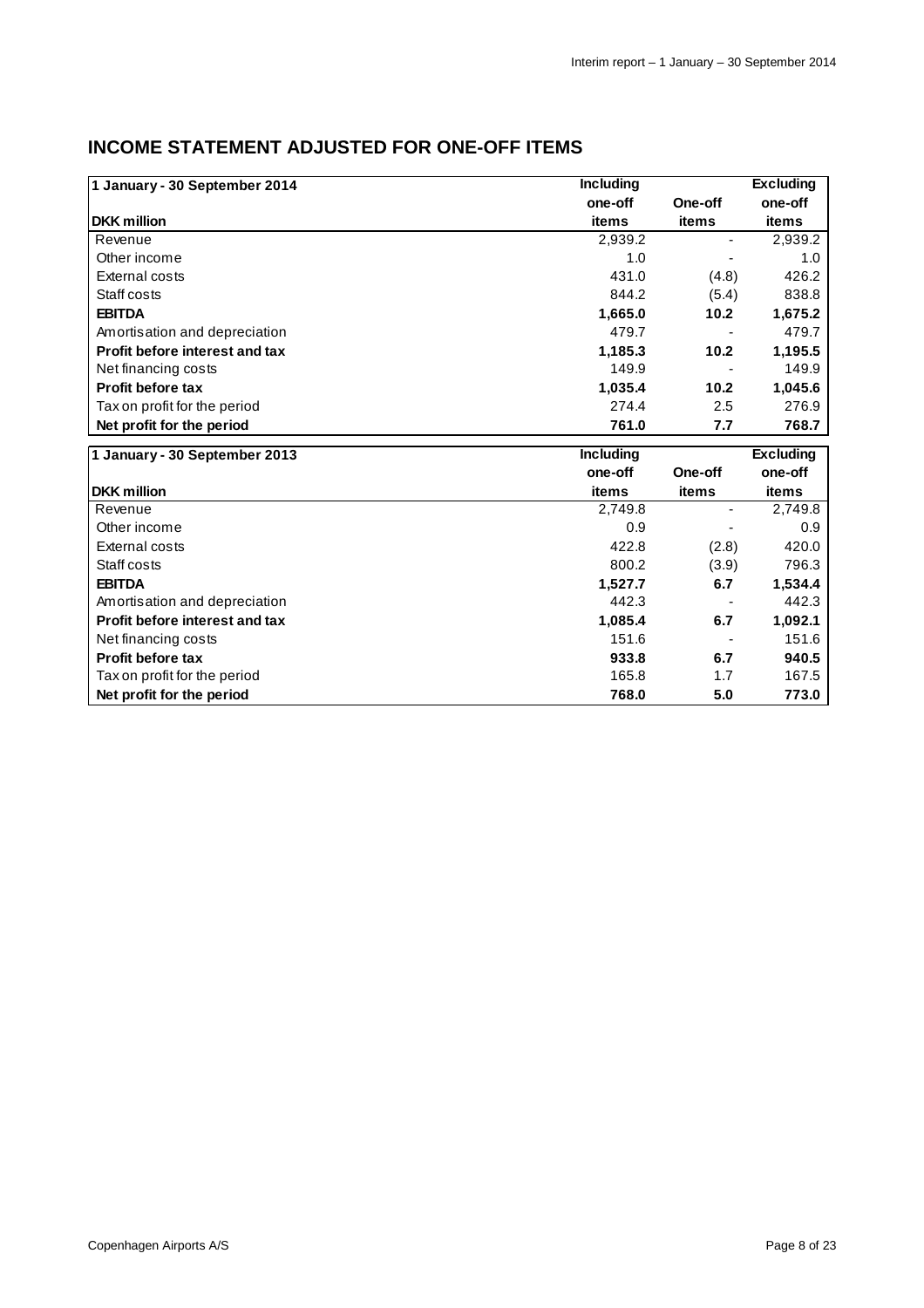## INCOME STATEMENT ADJUSTED FOR ONE-OFF ITEMS

| 1 January - 30 September 2014<br>DKK million | Including one-off items | One-off items | Excluding one-off items |
|---|---|---|---|
| Revenue | 2,939.2 | - | 2,939.2 |
| Other income | 1.0 | - | 1.0 |
| External costs | 431.0 | (4.8) | 426.2 |
| Staff costs | 844.2 | (5.4) | 838.8 |
| **EBITDA** | **1,665.0** | **10.2** | **1,675.2** |
| Amortisation and depreciation | 479.7 | - | 479.7 |
| **Profit before interest and tax** | **1,185.3** | **10.2** | **1,195.5** |
| Net financing costs | 149.9 | - | 149.9 |
| **Profit before tax** | **1,035.4** | **10.2** | **1,045.6** |
| Tax on profit for the period | 274.4 | 2.5 | 276.9 |
| **Net profit for the period** | **761.0** | **7.7** | **768.7** |

| 1 January - 30 September 2013<br>DKK million | Including one-off items | One-off items | Excluding one-off items |
|---|---|---|---|
| Revenue | 2,749.8 | - | 2,749.8 |
| Other income | 0.9 | - | 0.9 |
| External costs | 422.8 | (2.8) | 420.0 |
| Staff costs | 800.2 | (3.9) | 796.3 |
| **EBITDA** | **1,527.7** | **6.7** | **1,534.4** |
| Amortisation and depreciation | 442.3 | - | 442.3 |
| **Profit before interest and tax** | **1,085.4** | **6.7** | **1,092.1** |
| Net financing costs | 151.6 | - | 151.6 |
| **Profit before tax** | **933.8** | **6.7** | **940.5** |
| Tax on profit for the period | 165.8 | 1.7 | 167.5 |
| **Net profit for the period** | **768.0** | **5.0** | **773.0** |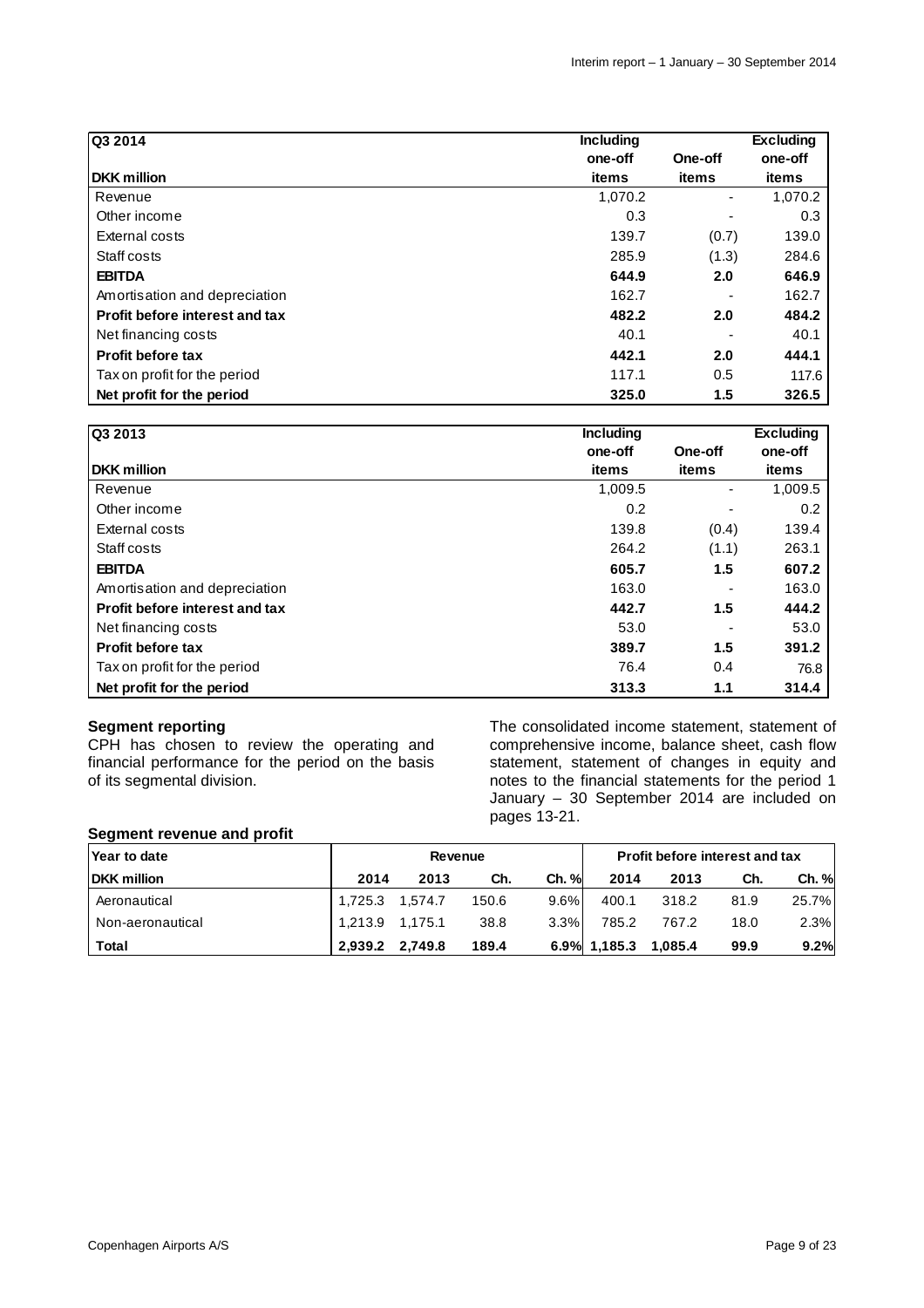| Q3 2014<br>DKK million | Including one-off items | One-off items | Excluding one-off items |
|---|---|---|---|
| Revenue | 1,070.2 | - | 1,070.2 |
| Other income | 0.3 | - | 0.3 |
| External costs | 139.7 | (0.7) | 139.0 |
| Staff costs | 285.9 | (1.3) | 284.6 |
| **EBITDA** | **644.9** | **2.0** | **646.9** |
| Amortisation and depreciation | 162.7 | - | 162.7 |
| **Profit before interest and tax** | **482.2** | **2.0** | **484.2** |
| Net financing costs | 40.1 | - | 40.1 |
| **Profit before tax** | **442.1** | **2.0** | **444.1** |
| Tax on profit for the period | 117.1 | 0.5 | 117.6 |
| **Net profit for the period** | **325.0** | **1.5** | **326.5** |

| Q3 2013<br>DKK million | Including one-off items | One-off items | Excluding one-off items |
|---|---|---|---|
| Revenue | 1,009.5 | - | 1,009.5 |
| Other income | 0.2 | - | 0.2 |
| External costs | 139.8 | (0.4) | 139.4 |
| Staff costs | 264.2 | (1.1) | 263.1 |
| **EBITDA** | **605.7** | **1.5** | **607.2** |
| Amortisation and depreciation | 163.0 | - | 163.0 |
| **Profit before interest and tax** | **442.7** | **1.5** | **444.2** |
| Net financing costs | 53.0 | - | 53.0 |
| **Profit before tax** | **389.7** | **1.5** | **391.2** |
| Tax on profit for the period | 76.4 | 0.4 | 76.8 |
| **Net profit for the period** | **313.3** | **1.1** | **314.4** |

**Segment reporting**
CPH has chosen to review the operating and financial performance for the period on the basis of its segmental division.

The consolidated income statement, statement of comprehensive income, balance sheet, cash flow statement, statement of changes in equity and notes to the financial statements for the period 1 January – 30 September 2014 are included on pages 13-21.

**Segment revenue and profit**

| Year to date | Revenue | | | | Profit before interest and tax | | | |
|---|---|---|---|---|---|---|---|---|
| DKK million | 2014 | 2013 | Ch. | Ch. % | 2014 | 2013 | Ch. | Ch. % |
| Aeronautical | 1,725.3 | 1,574.7 | 150.6 | 9.6% | 400.1 | 318.2 | 81.9 | 25.7% |
| Non-aeronautical | 1,213.9 | 1,175.1 | 38.8 | 3.3% | 785.2 | 767.2 | 18.0 | 2.3% |
| **Total** | **2,939.2** | **2,749.8** | **189.4** | **6.9%** | **1,185.3** | **1,085.4** | **99.9** | **9.2%** |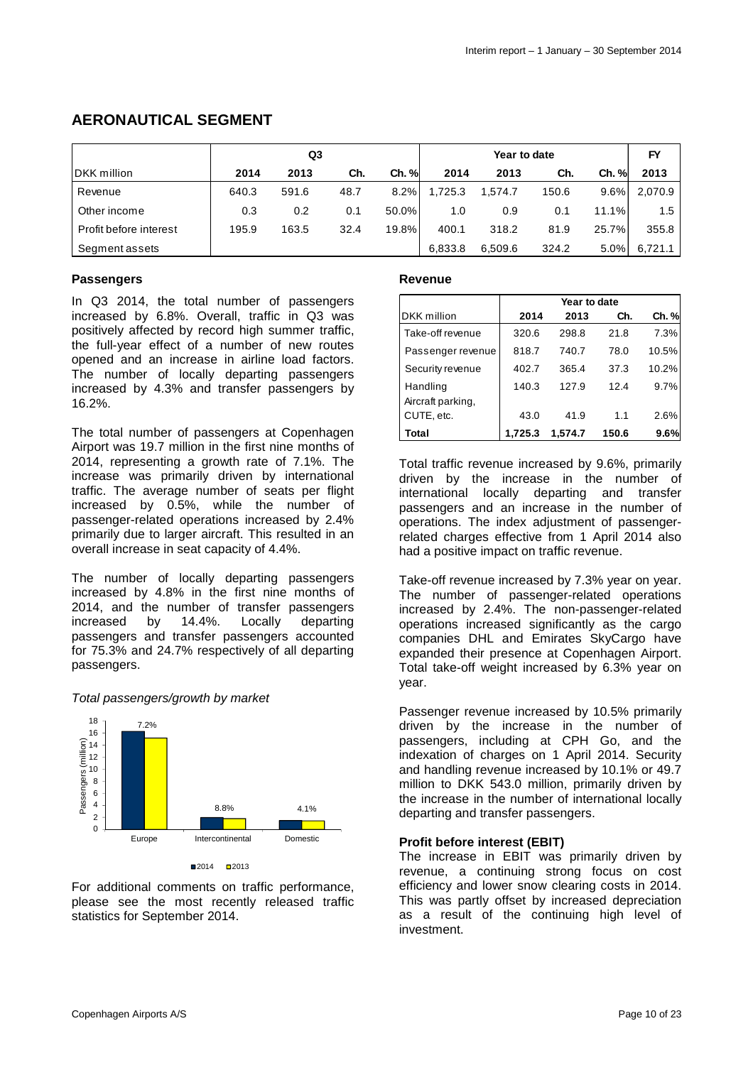# AERONAUTICAL SEGMENT

| | Q3 | | | | Year to date | | | | FY |
|---|---|---|---|---|---|---|---|---|---|
| DKK million | 2014 | 2013 | Ch. | Ch. % | 2014 | 2013 | Ch. | Ch. % | 2013 |
| Revenue | 640.3 | 591.6 | 48.7 | 8.2% | 1,725.3 | 1,574.7 | 150.6 | 9.6% | 2,070.9 |
| Other income | 0.3 | 0.2 | 0.1 | 50.0% | 1.0 | 0.9 | 0.1 | 11.1% | 1.5 |
| Profit before interest | 195.9 | 163.5 | 32.4 | 19.8% | 400.1 | 318.2 | 81.9 | 25.7% | 355.8 |
| Segment assets | | | | | 6,833.8 | 6,509.6 | 324.2 | 5.0% | 6,721.1 |

### Passengers

In Q3 2014, the total number of passengers increased by 6.8%. Overall, traffic in Q3 was positively affected by record high summer traffic, the full-year effect of a number of new routes opened and an increase in airline load factors. The number of locally departing passengers increased by 4.3% and transfer passengers by 16.2%.

The total number of passengers at Copenhagen Airport was 19.7 million in the first nine months of 2014, representing a growth rate of 7.1%. The increase was primarily driven by international traffic. The average number of seats per flight increased by 0.5%, while the number of passenger-related operations increased by 2.4% primarily due to larger aircraft. This resulted in an overall increase in seat capacity of 4.4%.

The number of locally departing passengers increased by 4.8% in the first nine months of 2014, and the number of transfer passengers increased by 14.4%. Locally departing passengers and transfer passengers accounted for 75.3% and 24.7% respectively of all departing passengers.

*Total passengers/growth by market*

| Market | Growth |
|---|---|
| Europe | 7.2% |
| Intercontinental | 8.8% |
| Domestic | 4.1% |

For additional comments on traffic performance, please see the most recently released traffic statistics for September 2014.

### Revenue

| | Year to date | | | |
|---|---|---|---|---|
| DKK million | 2014 | 2013 | Ch. | Ch. % |
| Take-off revenue | 320.6 | 298.8 | 21.8 | 7.3% |
| Passenger revenue | 818.7 | 740.7 | 78.0 | 10.5% |
| Security revenue | 402.7 | 365.4 | 37.3 | 10.2% |
| Handling | 140.3 | 127.9 | 12.4 | 9.7% |
| Aircraft parking, CUTE, etc. | 43.0 | 41.9 | 1.1 | 2.6% |
| **Total** | **1,725.3** | **1,574.7** | **150.6** | **9.6%** |

Total traffic revenue increased by 9.6%, primarily driven by the increase in the number of international locally departing and transfer passengers and an increase in the number of operations. The index adjustment of passenger-related charges effective from 1 April 2014 also had a positive impact on traffic revenue.

Take-off revenue increased by 7.3% year on year. The number of passenger-related operations increased by 2.4%. The non-passenger-related operations increased significantly as the cargo companies DHL and Emirates SkyCargo have expanded their presence at Copenhagen Airport. Total take-off weight increased by 6.3% year on year.

Passenger revenue increased by 10.5% primarily driven by the increase in the number of passengers, including at CPH Go, and the indexation of charges on 1 April 2014. Security and handling revenue increased by 10.1% or 49.7 million to DKK 543.0 million, primarily driven by the increase in the number of international locally departing and transfer passengers.

### Profit before interest (EBIT)

The increase in EBIT was primarily driven by revenue, a continuing strong focus on cost efficiency and lower snow clearing costs in 2014. This was partly offset by increased depreciation as a result of the continuing high level of investment.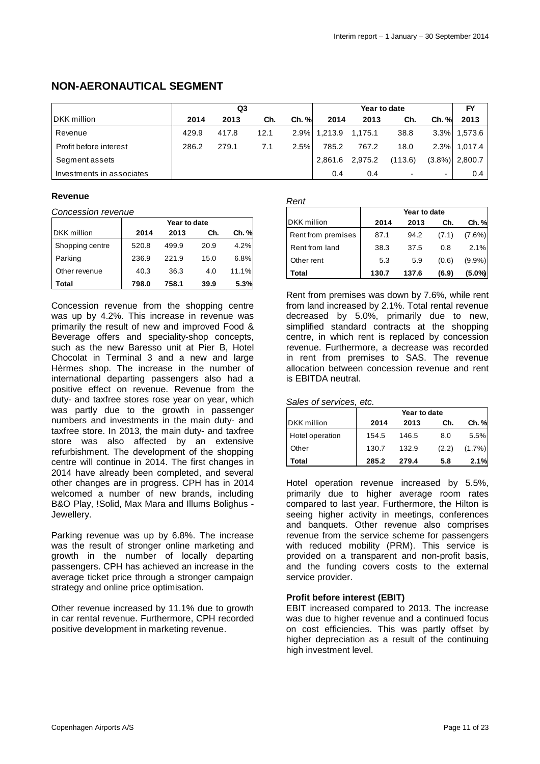## NON-AERONAUTICAL SEGMENT

| DKK million | Q3 | | | | Year to date | | | | FY |
|---|---|---|---|---|---|---|---|---|---|
| | 2014 | 2013 | Ch. | Ch. % | 2014 | 2013 | Ch. | Ch. % | 2013 |
| Revenue | 429.9 | 417.8 | 12.1 | 2.9% | 1,213.9 | 1,175.1 | 38.8 | 3.3% | 1,573.6 |
| Profit before interest | 286.2 | 279.1 | 7.1 | 2.5% | 785.2 | 767.2 | 18.0 | 2.3% | 1,017.4 |
| Segment assets | | | | | 2,861.6 | 2,975.2 | (113.6) | (3.8%) | 2,800.7 |
| Investments in associates | | | | | 0.4 | 0.4 | - | - | 0.4 |

### Revenue

*Concession revenue*

| DKK million | Year to date | | | |
|---|---|---|---|---|
| | 2014 | 2013 | Ch. | Ch. % |
| Shopping centre | 520.8 | 499.9 | 20.9 | 4.2% |
| Parking | 236.9 | 221.9 | 15.0 | 6.8% |
| Other revenue | 40.3 | 36.3 | 4.0 | 11.1% |
| **Total** | **798.0** | **758.1** | **39.9** | **5.3%** |

Concession revenue from the shopping centre was up by 4.2%. This increase in revenue was primarily the result of new and improved Food & Beverage offers and speciality-shop concepts, such as the new Baresso unit at Pier B, Hotel Chocolat in Terminal 3 and a new and large Hèrmes shop. The increase in the number of international departing passengers also had a positive effect on revenue. Revenue from the duty- and taxfree stores rose year on year, which was partly due to the growth in passenger numbers and investments in the main duty- and taxfree store. In 2013, the main duty- and taxfree store was also affected by an extensive refurbishment. The development of the shopping centre will continue in 2014. The first changes in 2014 have already been completed, and several other changes are in progress. CPH has in 2014 welcomed a number of new brands, including B&O Play, !Solid, Max Mara and Illums Bolighus - Jewellery.

Parking revenue was up by 6.8%. The increase was the result of stronger online marketing and growth in the number of locally departing passengers. CPH has achieved an increase in the average ticket price through a stronger campaign strategy and online price optimisation.

Other revenue increased by 11.1% due to growth in car rental revenue. Furthermore, CPH recorded positive development in marketing revenue.

*Rent*

| DKK million | Year to date | | | |
|---|---|---|---|---|
| | 2014 | 2013 | Ch. | Ch. % |
| Rent from premises | 87.1 | 94.2 | (7.1) | (7.6%) |
| Rent from land | 38.3 | 37.5 | 0.8 | 2.1% |
| Other rent | 5.3 | 5.9 | (0.6) | (9.9%) |
| **Total** | **130.7** | **137.6** | **(6.9)** | **(5.0%)** |

Rent from premises was down by 7.6%, while rent from land increased by 2.1%. Total rental revenue decreased by 5.0%, primarily due to new, simplified standard contracts at the shopping centre, in which rent is replaced by concession revenue. Furthermore, a decrease was recorded in rent from premises to SAS. The revenue allocation between concession revenue and rent is EBITDA neutral.

*Sales of services, etc.*

| DKK million | Year to date | | | |
|---|---|---|---|---|
| | 2014 | 2013 | Ch. | Ch. % |
| Hotel operation | 154.5 | 146.5 | 8.0 | 5.5% |
| Other | 130.7 | 132.9 | (2.2) | (1.7%) |
| **Total** | **285.2** | **279.4** | **5.8** | **2.1%** |

Hotel operation revenue increased by 5.5%, primarily due to higher average room rates compared to last year. Furthermore, the Hilton is seeing higher activity in meetings, conferences and banquets. Other revenue also comprises revenue from the service scheme for passengers with reduced mobility (PRM). This service is provided on a transparent and non-profit basis, and the funding covers costs to the external service provider.

### Profit before interest (EBIT)

EBIT increased compared to 2013. The increase was due to higher revenue and a continued focus on cost efficiencies. This was partly offset by higher depreciation as a result of the continuing high investment level.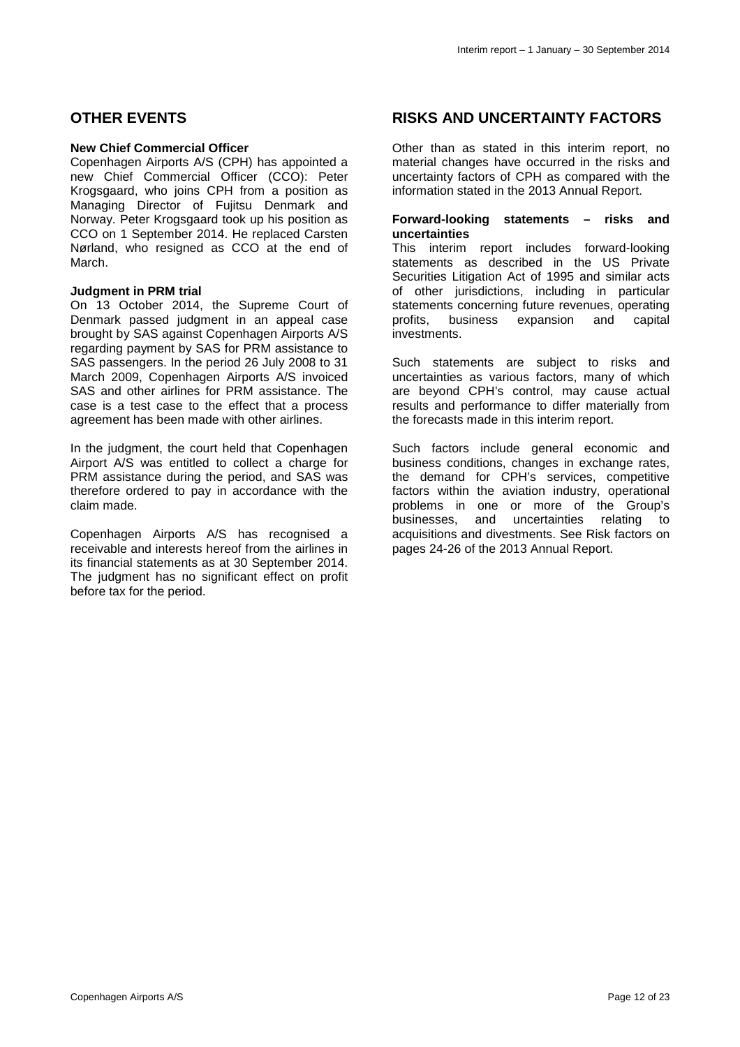## OTHER EVENTS

**New Chief Commercial Officer**

Copenhagen Airports A/S (CPH) has appointed a new Chief Commercial Officer (CCO): Peter Krogsgaard, who joins CPH from a position as Managing Director of Fujitsu Denmark and Norway. Peter Krogsgaard took up his position as CCO on 1 September 2014. He replaced Carsten Nørland, who resigned as CCO at the end of March.

**Judgment in PRM trial**

On 13 October 2014, the Supreme Court of Denmark passed judgment in an appeal case brought by SAS against Copenhagen Airports A/S regarding payment by SAS for PRM assistance to SAS passengers. In the period 26 July 2008 to 31 March 2009, Copenhagen Airports A/S invoiced SAS and other airlines for PRM assistance. The case is a test case to the effect that a process agreement has been made with other airlines.

In the judgment, the court held that Copenhagen Airport A/S was entitled to collect a charge for PRM assistance during the period, and SAS was therefore ordered to pay in accordance with the claim made.

Copenhagen Airports A/S has recognised a receivable and interests hereof from the airlines in its financial statements as at 30 September 2014. The judgment has no significant effect on profit before tax for the period.

## RISKS AND UNCERTAINTY FACTORS

Other than as stated in this interim report, no material changes have occurred in the risks and uncertainty factors of CPH as compared with the information stated in the 2013 Annual Report.

**Forward-looking statements – risks and uncertainties**

This interim report includes forward-looking statements as described in the US Private Securities Litigation Act of 1995 and similar acts of other jurisdictions, including in particular statements concerning future revenues, operating profits, business expansion and capital investments.

Such statements are subject to risks and uncertainties as various factors, many of which are beyond CPH's control, may cause actual results and performance to differ materially from the forecasts made in this interim report.

Such factors include general economic and business conditions, changes in exchange rates, the demand for CPH's services, competitive factors within the aviation industry, operational problems in one or more of the Group's businesses, and uncertainties relating to acquisitions and divestments. See Risk factors on pages 24-26 of the 2013 Annual Report.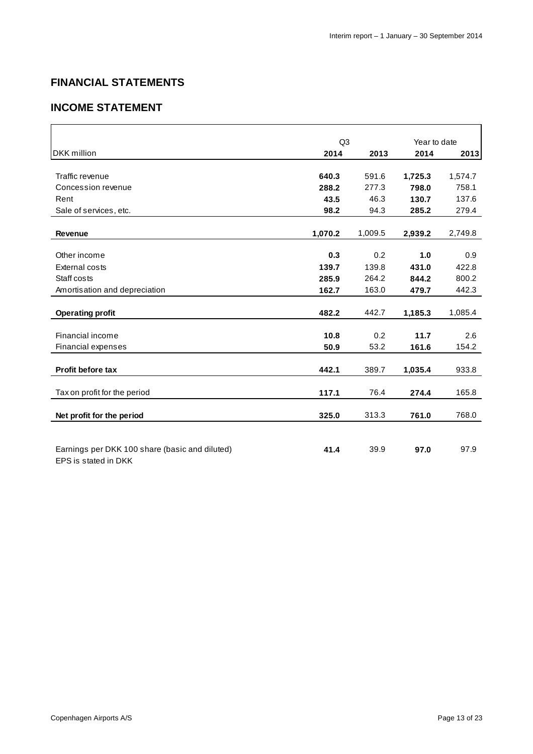## FINANCIAL STATEMENTS

## INCOME STATEMENT

| | Q3 | | Year to date | |
|---|---|---|---|---|
| DKK million | **2014** | **2013** | **2014** | **2013** |
| Traffic revenue | **640.3** | 591.6 | **1,725.3** | 1,574.7 |
| Concession revenue | **288.2** | 277.3 | **798.0** | 758.1 |
| Rent | **43.5** | 46.3 | **130.7** | 137.6 |
| Sale of services, etc. | **98.2** | 94.3 | **285.2** | 279.4 |
| **Revenue** | **1,070.2** | 1,009.5 | **2,939.2** | 2,749.8 |
| Other income | **0.3** | 0.2 | **1.0** | 0.9 |
| External costs | **139.7** | 139.8 | **431.0** | 422.8 |
| Staff costs | **285.9** | 264.2 | **844.2** | 800.2 |
| Amortisation and depreciation | **162.7** | 163.0 | **479.7** | 442.3 |
| **Operating profit** | **482.2** | 442.7 | **1,185.3** | 1,085.4 |
| Financial income | **10.8** | 0.2 | **11.7** | 2.6 |
| Financial expenses | **50.9** | 53.2 | **161.6** | 154.2 |
| **Profit before tax** | **442.1** | 389.7 | **1,035.4** | 933.8 |
| Tax on profit for the period | **117.1** | 76.4 | **274.4** | 165.8 |
| **Net profit for the period** | **325.0** | 313.3 | **761.0** | 768.0 |
| Earnings per DKK 100 share (basic and diluted)<br>EPS is stated in DKK | **41.4** | 39.9 | **97.0** | 97.9 |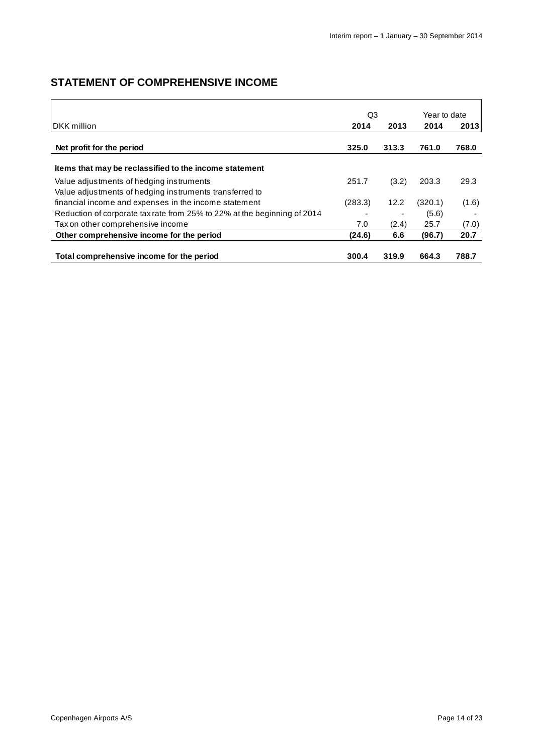## STATEMENT OF COMPREHENSIVE INCOME

| DKK million | Q3 2014 | Q3 2013 | Year to date 2014 | Year to date 2013 |
|---|---|---|---|---|
| **Net profit for the period** | **325.0** | **313.3** | **761.0** | **768.0** |
| **Items that may be reclassified to the income statement** | | | | |
| Value adjustments of hedging instruments | 251.7 | (3.2) | 203.3 | 29.3 |
| Value adjustments of hedging instruments transferred to financial income and expenses in the income statement | (283.3) | 12.2 | (320.1) | (1.6) |
| Reduction of corporate tax rate from 25% to 22% at the beginning of 2014 | - | - | (5.6) | - |
| Tax on other comprehensive income | 7.0 | (2.4) | 25.7 | (7.0) |
| **Other comprehensive income for the period** | **(24.6)** | **6.6** | **(96.7)** | **20.7** |
| **Total comprehensive income for the period** | **300.4** | **319.9** | **664.3** | **788.7** |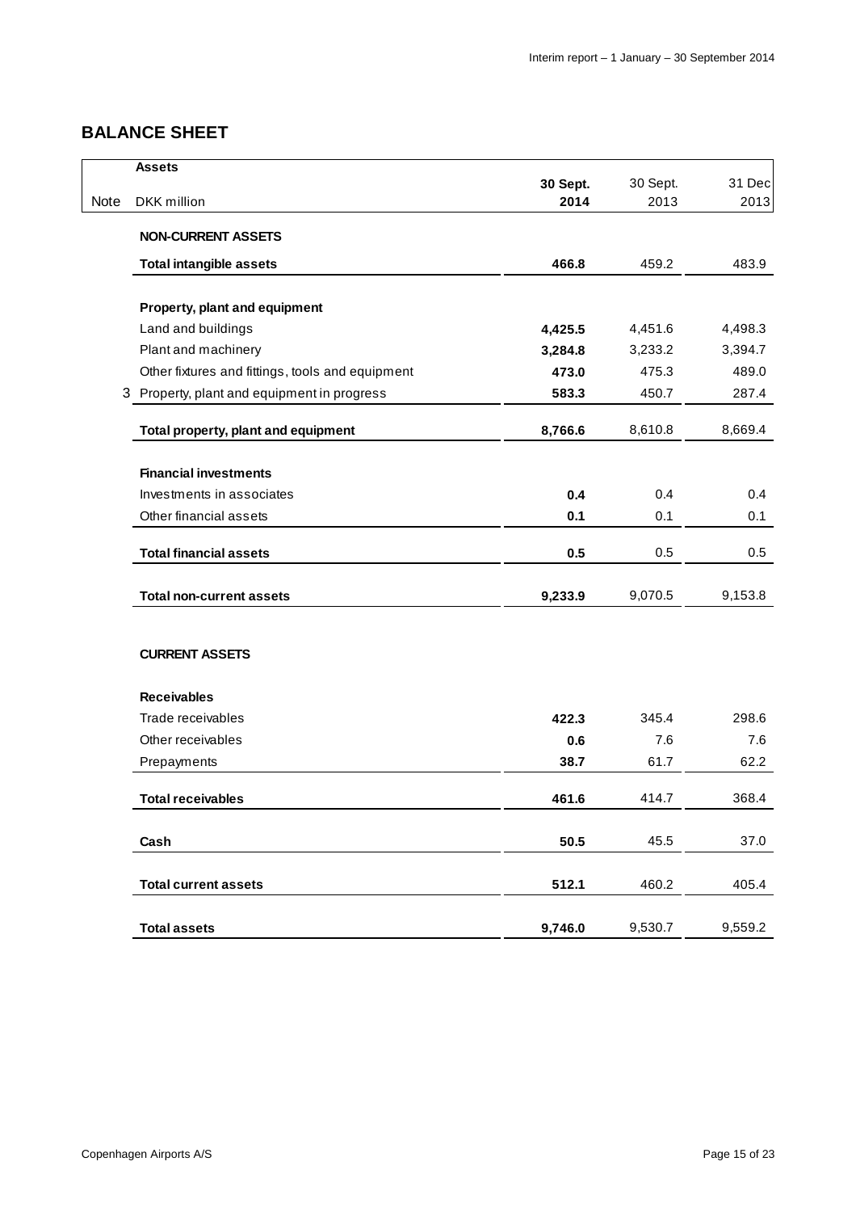## BALANCE SHEET

| Note | Assets<br>DKK million | 30 Sept. 2014 | 30 Sept. 2013 | 31 Dec 2013 |
|---|---|---|---|---|
| | **NON-CURRENT ASSETS** | | | |
| | **Total intangible assets** | **466.8** | 459.2 | 483.9 |
| | **Property, plant and equipment** | | | |
| | Land and buildings | **4,425.5** | 4,451.6 | 4,498.3 |
| | Plant and machinery | **3,284.8** | 3,233.2 | 3,394.7 |
| | Other fixtures and fittings, tools and equipment | **473.0** | 475.3 | 489.0 |
| 3 | Property, plant and equipment in progress | **583.3** | 450.7 | 287.4 |
| | **Total property, plant and equipment** | **8,766.6** | 8,610.8 | 8,669.4 |
| | **Financial investments** | | | |
| | Investments in associates | **0.4** | 0.4 | 0.4 |
| | Other financial assets | **0.1** | 0.1 | 0.1 |
| | **Total financial assets** | **0.5** | 0.5 | 0.5 |
| | **Total non-current assets** | **9,233.9** | 9,070.5 | 9,153.8 |
| | **CURRENT ASSETS** | | | |
| | **Receivables** | | | |
| | Trade receivables | **422.3** | 345.4 | 298.6 |
| | Other receivables | **0.6** | 7.6 | 7.6 |
| | Prepayments | **38.7** | 61.7 | 62.2 |
| | **Total receivables** | **461.6** | 414.7 | 368.4 |
| | **Cash** | **50.5** | 45.5 | 37.0 |
| | **Total current assets** | **512.1** | 460.2 | 405.4 |
| | **Total assets** | **9,746.0** | 9,530.7 | 9,559.2 |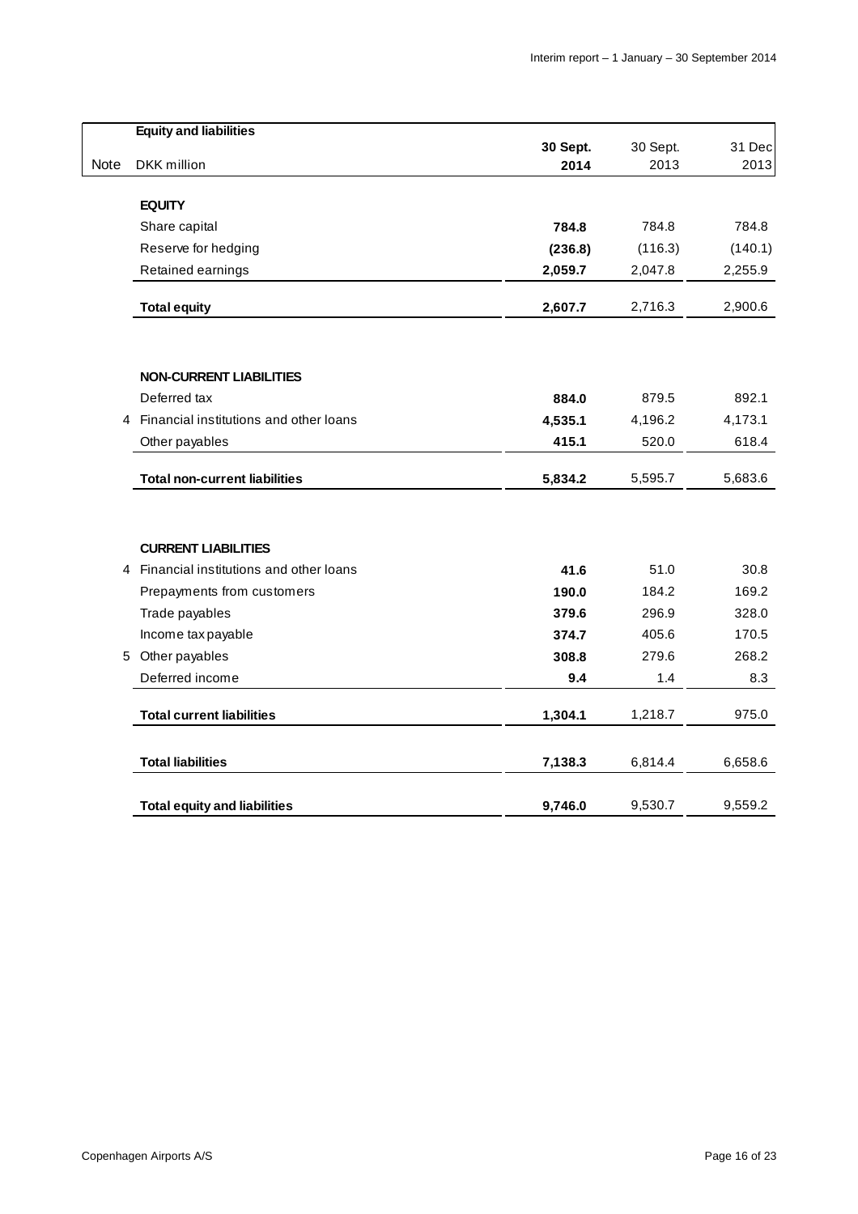| Note | Equity and liabilities<br>DKK million | **30 Sept. 2014** | 30 Sept. 2013 | 31 Dec 2013 |
|---|---|---|---|---|
| | **EQUITY** | | | |
| | Share capital | **784.8** | 784.8 | 784.8 |
| | Reserve for hedging | **(236.8)** | (116.3) | (140.1) |
| | Retained earnings | **2,059.7** | 2,047.8 | 2,255.9 |
| | **Total equity** | **2,607.7** | 2,716.3 | 2,900.6 |
| | | | | |
| | **NON-CURRENT LIABILITIES** | | | |
| | Deferred tax | **884.0** | 879.5 | 892.1 |
| 4 | Financial institutions and other loans | **4,535.1** | 4,196.2 | 4,173.1 |
| | Other payables | **415.1** | 520.0 | 618.4 |
| | **Total non-current liabilities** | **5,834.2** | 5,595.7 | 5,683.6 |
| | | | | |
| | **CURRENT LIABILITIES** | | | |
| 4 | Financial institutions and other loans | **41.6** | 51.0 | 30.8 |
| | Prepayments from customers | **190.0** | 184.2 | 169.2 |
| | Trade payables | **379.6** | 296.9 | 328.0 |
| | Income tax payable | **374.7** | 405.6 | 170.5 |
| 5 | Other payables | **308.8** | 279.6 | 268.2 |
| | Deferred income | **9.4** | 1.4 | 8.3 |
| | **Total current liabilities** | **1,304.1** | 1,218.7 | 975.0 |
| | | | | |
| | **Total liabilities** | **7,138.3** | 6,814.4 | 6,658.6 |
| | | | | |
| | **Total equity and liabilities** | **9,746.0** | 9,530.7 | 9,559.2 |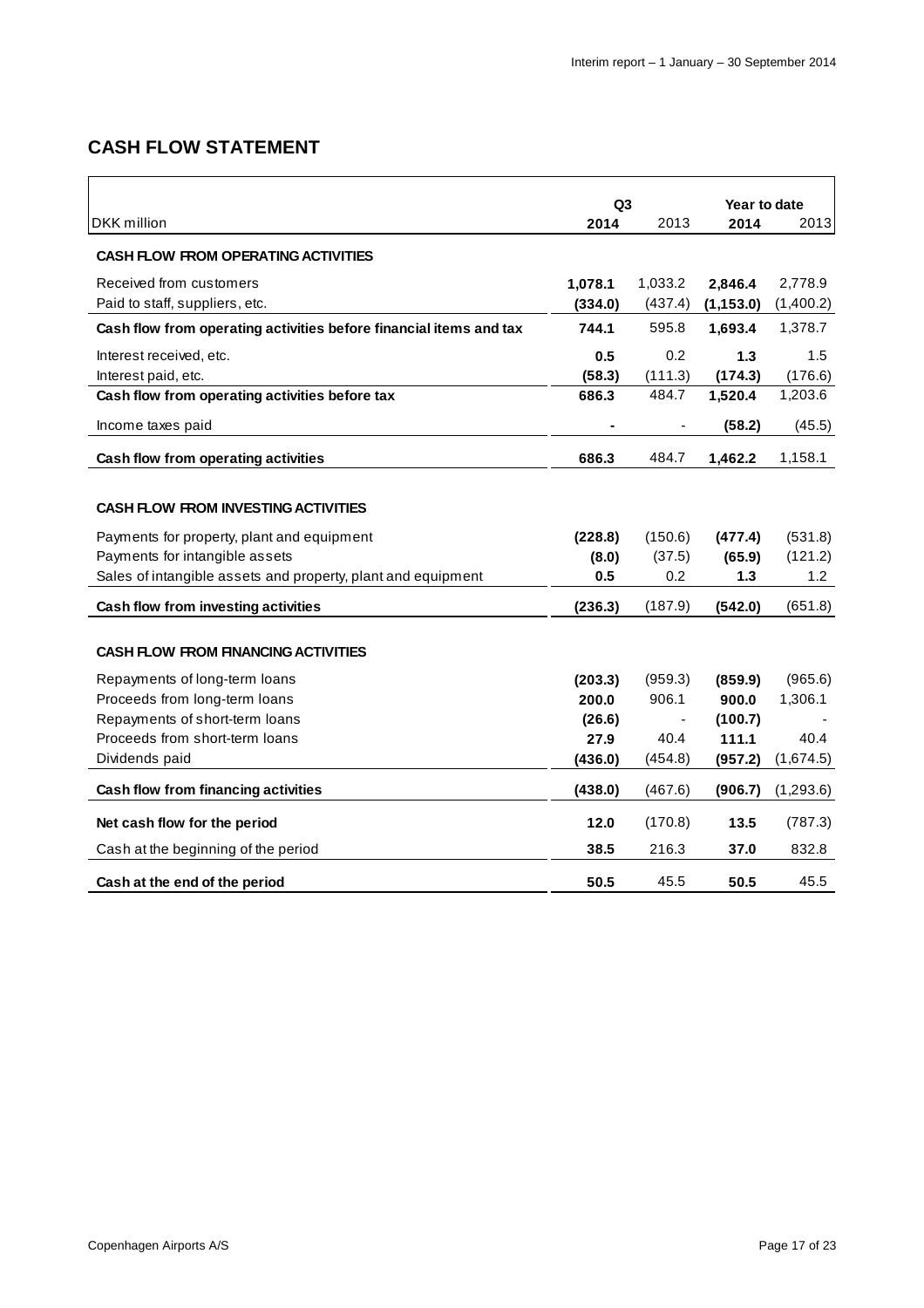## CASH FLOW STATEMENT

| DKK million | Q3 2014 | Q3 2013 | Year to date 2014 | Year to date 2013 |
|---|---|---|---|---|
| **CASH FLOW FROM OPERATING ACTIVITIES** | | | | |
| Received from customers | **1,078.1** | 1,033.2 | **2,846.4** | 2,778.9 |
| Paid to staff, suppliers, etc. | **(334.0)** | (437.4) | **(1,153.0)** | (1,400.2) |
| **Cash flow from operating activities before financial items and tax** | **744.1** | 595.8 | **1,693.4** | 1,378.7 |
| Interest received, etc. | **0.5** | 0.2 | **1.3** | 1.5 |
| Interest paid, etc. | **(58.3)** | (111.3) | **(174.3)** | (176.6) |
| **Cash flow from operating activities before tax** | **686.3** | 484.7 | **1,520.4** | 1,203.6 |
| Income taxes paid | **-** | - | **(58.2)** | (45.5) |
| **Cash flow from operating activities** | **686.3** | 484.7 | **1,462.2** | 1,158.1 |
| **CASH FLOW FROM INVESTING ACTIVITIES** | | | | |
| Payments for property, plant and equipment | **(228.8)** | (150.6) | **(477.4)** | (531.8) |
| Payments for intangible assets | **(8.0)** | (37.5) | **(65.9)** | (121.2) |
| Sales of intangible assets and property, plant and equipment | **0.5** | 0.2 | **1.3** | 1.2 |
| **Cash flow from investing activities** | **(236.3)** | (187.9) | **(542.0)** | (651.8) |
| **CASH FLOW FROM FINANCING ACTIVITIES** | | | | |
| Repayments of long-term loans | **(203.3)** | (959.3) | **(859.9)** | (965.6) |
| Proceeds from long-term loans | **200.0** | 906.1 | **900.0** | 1,306.1 |
| Repayments of short-term loans | **(26.6)** | - | **(100.7)** | - |
| Proceeds from short-term loans | **27.9** | 40.4 | **111.1** | 40.4 |
| Dividends paid | **(436.0)** | (454.8) | **(957.2)** | (1,674.5) |
| **Cash flow from financing activities** | **(438.0)** | (467.6) | **(906.7)** | (1,293.6) |
| **Net cash flow for the period** | **12.0** | (170.8) | **13.5** | (787.3) |
| Cash at the beginning of the period | **38.5** | 216.3 | **37.0** | 832.8 |
| **Cash at the end of the period** | **50.5** | 45.5 | **50.5** | 45.5 |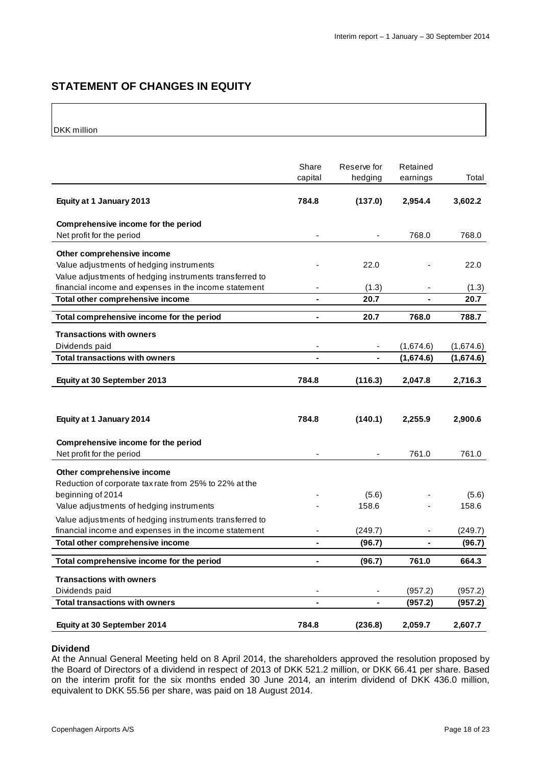## STATEMENT OF CHANGES IN EQUITY

DKK million

| | Share capital | Reserve for hedging | Retained earnings | Total |
|---|---|---|---|---|
| **Equity at 1 January 2013** | **784.8** | **(137.0)** | **2,954.4** | **3,602.2** |
| **Comprehensive income for the period** | | | | |
| Net profit for the period | - | - | 768.0 | 768.0 |
| **Other comprehensive income** | | | | |
| Value adjustments of hedging instruments | - | 22.0 | - | 22.0 |
| Value adjustments of hedging instruments transferred to financial income and expenses in the income statement | - | (1.3) | - | (1.3) |
| **Total other comprehensive income** | **-** | **20.7** | **-** | **20.7** |
| **Total comprehensive income for the period** | **-** | **20.7** | **768.0** | **788.7** |
| **Transactions with owners** | | | | |
| Dividends paid | - | - | (1,674.6) | (1,674.6) |
| **Total transactions with owners** | **-** | **-** | **(1,674.6)** | **(1,674.6)** |
| **Equity at 30 September 2013** | **784.8** | **(116.3)** | **2,047.8** | **2,716.3** |
| | | | | |
| **Equity at 1 January 2014** | **784.8** | **(140.1)** | **2,255.9** | **2,900.6** |
| **Comprehensive income for the period** | | | | |
| Net profit for the period | - | - | 761.0 | 761.0 |
| **Other comprehensive income** | | | | |
| Reduction of corporate tax rate from 25% to 22% at the beginning of 2014 | - | (5.6) | - | (5.6) |
| Value adjustments of hedging instruments | - | 158.6 | - | 158.6 |
| Value adjustments of hedging instruments transferred to financial income and expenses in the income statement | - | (249.7) | - | (249.7) |
| **Total other comprehensive income** | **-** | **(96.7)** | **-** | **(96.7)** |
| **Total comprehensive income for the period** | **-** | **(96.7)** | **761.0** | **664.3** |
| **Transactions with owners** | | | | |
| Dividends paid | - | - | (957.2) | (957.2) |
| **Total transactions with owners** | **-** | **-** | **(957.2)** | **(957.2)** |
| **Equity at 30 September 2014** | **784.8** | **(236.8)** | **2,059.7** | **2,607.7** |

**Dividend**

At the Annual General Meeting held on 8 April 2014, the shareholders approved the resolution proposed by the Board of Directors of a dividend in respect of 2013 of DKK 521.2 million, or DKK 66.41 per share. Based on the interim profit for the six months ended 30 June 2014, an interim dividend of DKK 436.0 million, equivalent to DKK 55.56 per share, was paid on 18 August 2014.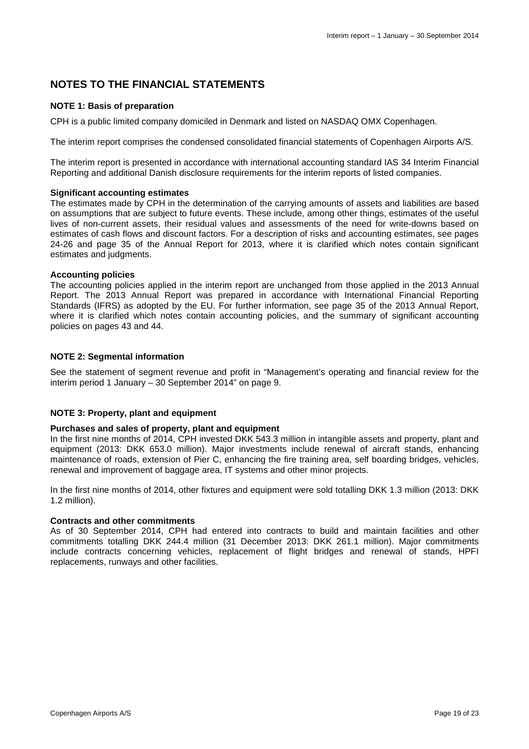## NOTES TO THE FINANCIAL STATEMENTS

### NOTE 1: Basis of preparation

CPH is a public limited company domiciled in Denmark and listed on NASDAQ OMX Copenhagen.

The interim report comprises the condensed consolidated financial statements of Copenhagen Airports A/S.

The interim report is presented in accordance with international accounting standard IAS 34 Interim Financial Reporting and additional Danish disclosure requirements for the interim reports of listed companies.

**Significant accounting estimates**

The estimates made by CPH in the determination of the carrying amounts of assets and liabilities are based on assumptions that are subject to future events. These include, among other things, estimates of the useful lives of non-current assets, their residual values and assessments of the need for write-downs based on estimates of cash flows and discount factors. For a description of risks and accounting estimates, see pages 24-26 and page 35 of the Annual Report for 2013, where it is clarified which notes contain significant estimates and judgments.

**Accounting policies**

The accounting policies applied in the interim report are unchanged from those applied in the 2013 Annual Report. The 2013 Annual Report was prepared in accordance with International Financial Reporting Standards (IFRS) as adopted by the EU. For further information, see page 35 of the 2013 Annual Report, where it is clarified which notes contain accounting policies, and the summary of significant accounting policies on pages 43 and 44.

### NOTE 2: Segmental information

See the statement of segment revenue and profit in "Management's operating and financial review for the interim period 1 January – 30 September 2014" on page 9.

### NOTE 3: Property, plant and equipment

**Purchases and sales of property, plant and equipment**

In the first nine months of 2014, CPH invested DKK 543.3 million in intangible assets and property, plant and equipment (2013: DKK 653.0 million). Major investments include renewal of aircraft stands, enhancing maintenance of roads, extension of Pier C, enhancing the fire training area, self boarding bridges, vehicles, renewal and improvement of baggage area, IT systems and other minor projects.

In the first nine months of 2014, other fixtures and equipment were sold totalling DKK 1.3 million (2013: DKK 1.2 million).

**Contracts and other commitments**

As of 30 September 2014, CPH had entered into contracts to build and maintain facilities and other commitments totalling DKK 244.4 million (31 December 2013: DKK 261.1 million). Major commitments include contracts concerning vehicles, replacement of flight bridges and renewal of stands, HPFI replacements, runways and other facilities.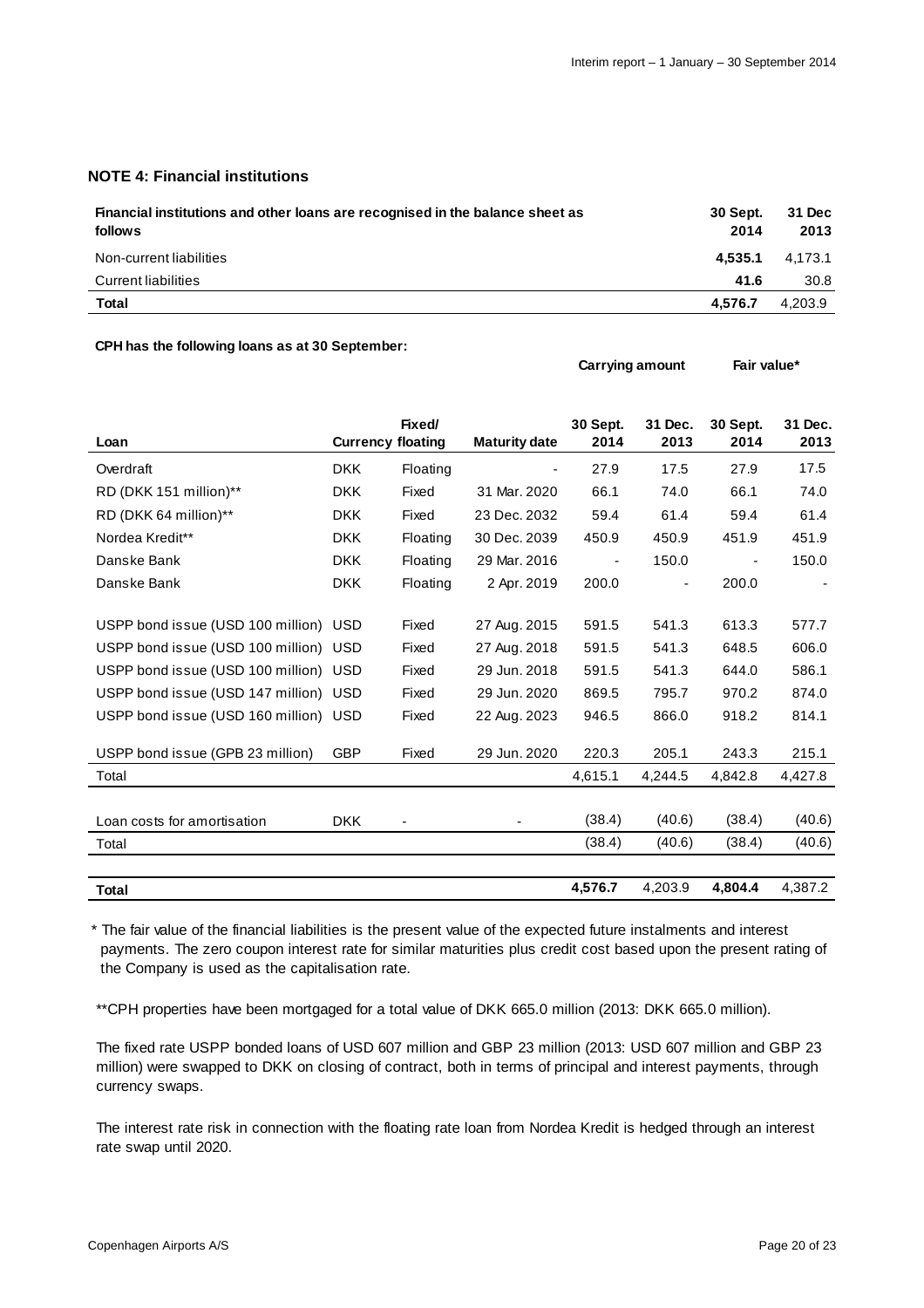### NOTE 4: Financial institutions

| Financial institutions and other loans are recognised in the balance sheet as follows | 30 Sept. 2014 | 31 Dec 2013 |
|---|---|---|
| Non-current liabilities | **4,535.1** | 4,173.1 |
| Current liabilities | **41.6** | 30.8 |
| **Total** | **4,576.7** | 4,203.9 |

**CPH has the following loans as at 30 September:**

| | | | | Carrying amount | | Fair value* | |
|---|---|---|---|---|---|---|---|
| **Loan** | **Currency** | **Fixed/ floating** | **Maturity date** | **30 Sept. 2014** | **31 Dec. 2013** | **30 Sept. 2014** | **31 Dec. 2013** |
| Overdraft | DKK | Floating | - | 27.9 | 17.5 | 27.9 | 17.5 |
| RD (DKK 151 million)** | DKK | Fixed | 31 Mar. 2020 | 66.1 | 74.0 | 66.1 | 74.0 |
| RD (DKK 64 million)** | DKK | Fixed | 23 Dec. 2032 | 59.4 | 61.4 | 59.4 | 61.4 |
| Nordea Kredit** | DKK | Floating | 30 Dec. 2039 | 450.9 | 450.9 | 451.9 | 451.9 |
| Danske Bank | DKK | Floating | 29 Mar. 2016 | - | 150.0 | - | 150.0 |
| Danske Bank | DKK | Floating | 2 Apr. 2019 | 200.0 | - | 200.0 | - |
| USPP bond issue (USD 100 million) | USD | Fixed | 27 Aug. 2015 | 591.5 | 541.3 | 613.3 | 577.7 |
| USPP bond issue (USD 100 million) | USD | Fixed | 27 Aug. 2018 | 591.5 | 541.3 | 648.5 | 606.0 |
| USPP bond issue (USD 100 million) | USD | Fixed | 29 Jun. 2018 | 591.5 | 541.3 | 644.0 | 586.1 |
| USPP bond issue (USD 147 million) | USD | Fixed | 29 Jun. 2020 | 869.5 | 795.7 | 970.2 | 874.0 |
| USPP bond issue (USD 160 million) | USD | Fixed | 22 Aug. 2023 | 946.5 | 866.0 | 918.2 | 814.1 |
| USPP bond issue (GPB 23 million) | GBP | Fixed | 29 Jun. 2020 | 220.3 | 205.1 | 243.3 | 215.1 |
| Total | | | | 4,615.1 | 4,244.5 | 4,842.8 | 4,427.8 |
| Loan costs for amortisation | DKK | - | - | (38.4) | (40.6) | (38.4) | (40.6) |
| Total | | | | (38.4) | (40.6) | (38.4) | (40.6) |
| **Total** | | | | **4,576.7** | 4,203.9 | **4,804.4** | 4,387.2 |

\* The fair value of the financial liabilities is the present value of the expected future instalments and interest payments. The zero coupon interest rate for similar maturities plus credit cost based upon the present rating of the Company is used as the capitalisation rate.

**CPH properties have been mortgaged for a total value of DKK 665.0 million (2013: DKK 665.0 million).

The fixed rate USPP bonded loans of USD 607 million and GBP 23 million (2013: USD 607 million and GBP 23 million) were swapped to DKK on closing of contract, both in terms of principal and interest payments, through currency swaps.

The interest rate risk in connection with the floating rate loan from Nordea Kredit is hedged through an interest rate swap until 2020.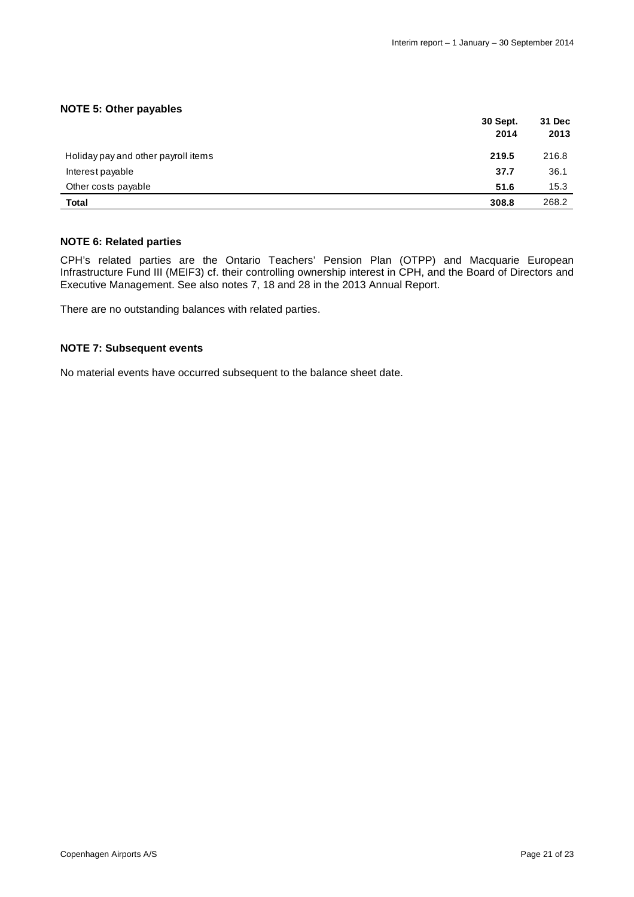### NOTE 5: Other payables

| | 30 Sept. 2014 | 31 Dec 2013 |
|---|---|---|
| Holiday pay and other payroll items | **219.5** | 216.8 |
| Interest payable | **37.7** | 36.1 |
| Other costs payable | **51.6** | 15.3 |
| **Total** | **308.8** | 268.2 |

### NOTE 6: Related parties

CPH's related parties are the Ontario Teachers' Pension Plan (OTPP) and Macquarie European Infrastructure Fund III (MEIF3) cf. their controlling ownership interest in CPH, and the Board of Directors and Executive Management. See also notes 7, 18 and 28 in the 2013 Annual Report.

There are no outstanding balances with related parties.

### NOTE 7: Subsequent events

No material events have occurred subsequent to the balance sheet date.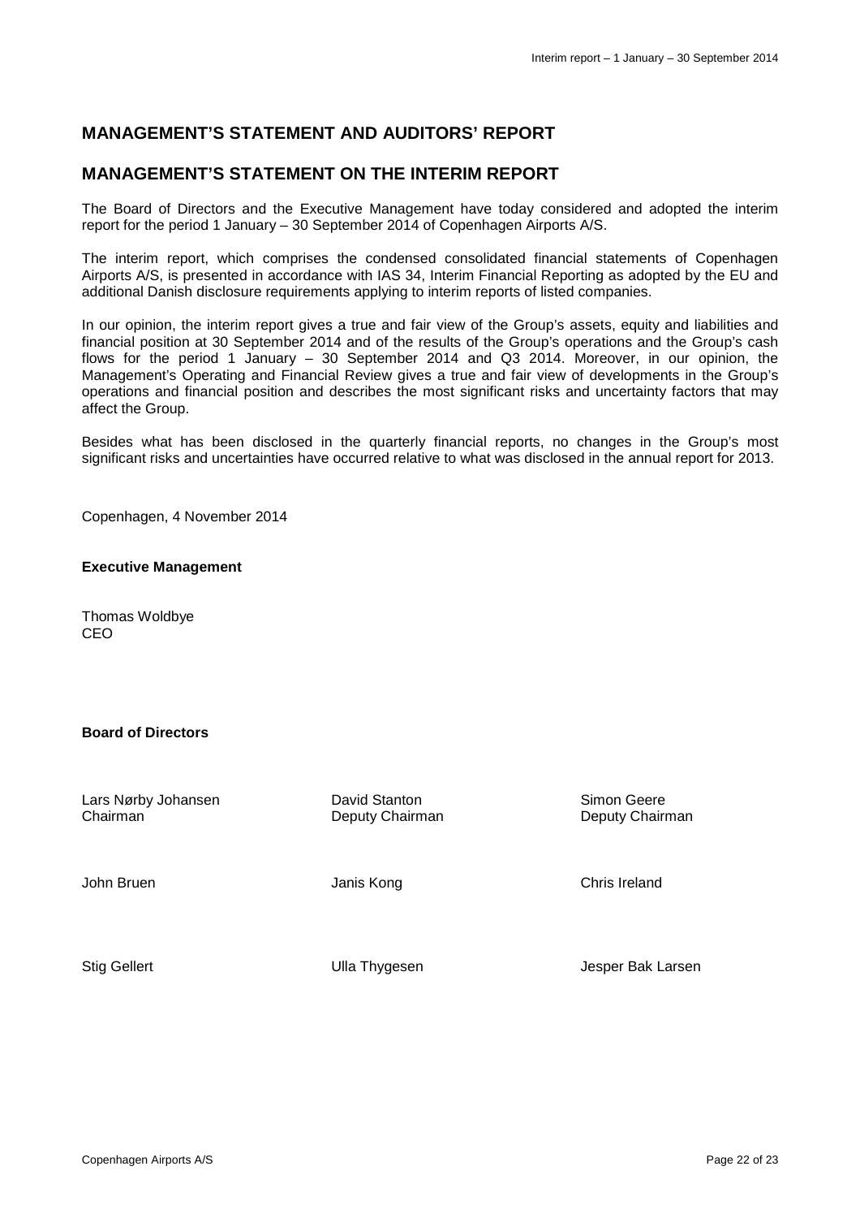## MANAGEMENT'S STATEMENT AND AUDITORS' REPORT

## MANAGEMENT'S STATEMENT ON THE INTERIM REPORT

The Board of Directors and the Executive Management have today considered and adopted the interim report for the period 1 January – 30 September 2014 of Copenhagen Airports A/S.

The interim report, which comprises the condensed consolidated financial statements of Copenhagen Airports A/S, is presented in accordance with IAS 34, Interim Financial Reporting as adopted by the EU and additional Danish disclosure requirements applying to interim reports of listed companies.

In our opinion, the interim report gives a true and fair view of the Group's assets, equity and liabilities and financial position at 30 September 2014 and of the results of the Group's operations and the Group's cash flows for the period 1 January – 30 September 2014 and Q3 2014. Moreover, in our opinion, the Management's Operating and Financial Review gives a true and fair view of developments in the Group's operations and financial position and describes the most significant risks and uncertainty factors that may affect the Group.

Besides what has been disclosed in the quarterly financial reports, no changes in the Group's most significant risks and uncertainties have occurred relative to what was disclosed in the annual report for 2013.

Copenhagen, 4 November 2014

**Executive Management**

Thomas Woldbye
CEO

**Board of Directors**

| | | |
|---|---|---|
| Lars Nørby Johansen<br>Chairman | David Stanton<br>Deputy Chairman | Simon Geere<br>Deputy Chairman |
| John Bruen | Janis Kong | Chris Ireland |
| Stig Gellert | Ulla Thygesen | Jesper Bak Larsen |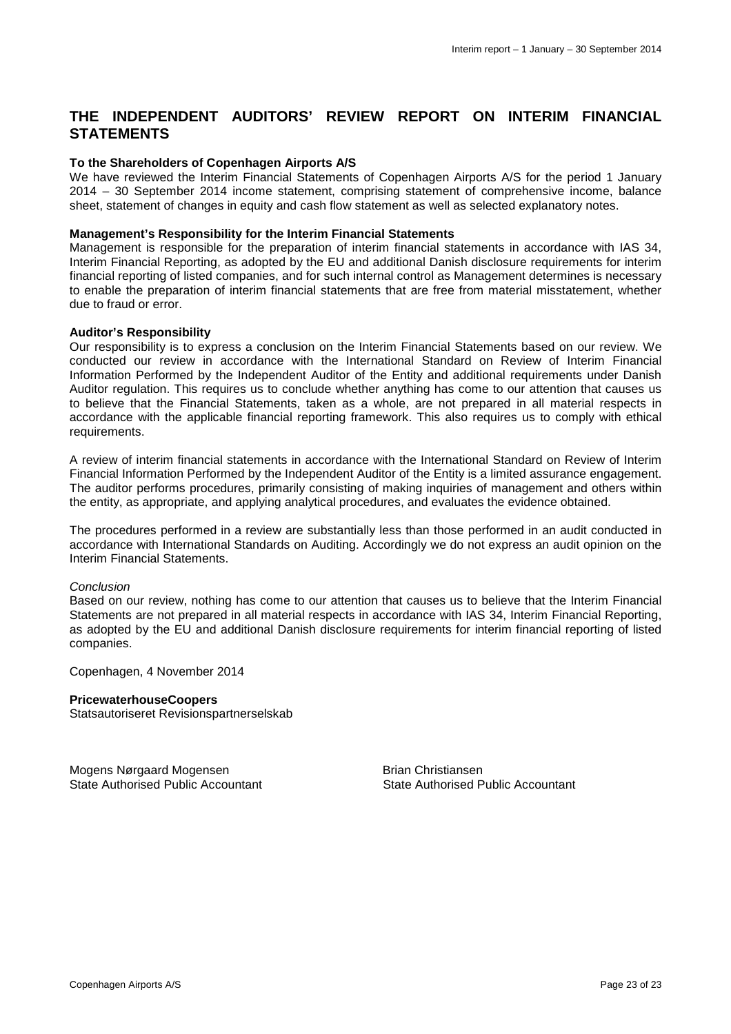# THE INDEPENDENT AUDITORS' REVIEW REPORT ON INTERIM FINANCIAL STATEMENTS

**To the Shareholders of Copenhagen Airports A/S**

We have reviewed the Interim Financial Statements of Copenhagen Airports A/S for the period 1 January 2014 – 30 September 2014 income statement, comprising statement of comprehensive income, balance sheet, statement of changes in equity and cash flow statement as well as selected explanatory notes.

**Management's Responsibility for the Interim Financial Statements**

Management is responsible for the preparation of interim financial statements in accordance with IAS 34, Interim Financial Reporting, as adopted by the EU and additional Danish disclosure requirements for interim financial reporting of listed companies, and for such internal control as Management determines is necessary to enable the preparation of interim financial statements that are free from material misstatement, whether due to fraud or error.

**Auditor's Responsibility**

Our responsibility is to express a conclusion on the Interim Financial Statements based on our review. We conducted our review in accordance with the International Standard on Review of Interim Financial Information Performed by the Independent Auditor of the Entity and additional requirements under Danish Auditor regulation. This requires us to conclude whether anything has come to our attention that causes us to believe that the Financial Statements, taken as a whole, are not prepared in all material respects in accordance with the applicable financial reporting framework. This also requires us to comply with ethical requirements.

A review of interim financial statements in accordance with the International Standard on Review of Interim Financial Information Performed by the Independent Auditor of the Entity is a limited assurance engagement. The auditor performs procedures, primarily consisting of making inquiries of management and others within the entity, as appropriate, and applying analytical procedures, and evaluates the evidence obtained.

The procedures performed in a review are substantially less than those performed in an audit conducted in accordance with International Standards on Auditing. Accordingly we do not express an audit opinion on the Interim Financial Statements.

*Conclusion*

Based on our review, nothing has come to our attention that causes us to believe that the Interim Financial Statements are not prepared in all material respects in accordance with IAS 34, Interim Financial Reporting, as adopted by the EU and additional Danish disclosure requirements for interim financial reporting of listed companies.

Copenhagen, 4 November 2014

**PricewaterhouseCoopers**
Statsautoriseret Revisionspartnerselskab

Mogens Nørgaard Mogensen
State Authorised Public Accountant

Brian Christiansen
State Authorised Public Accountant